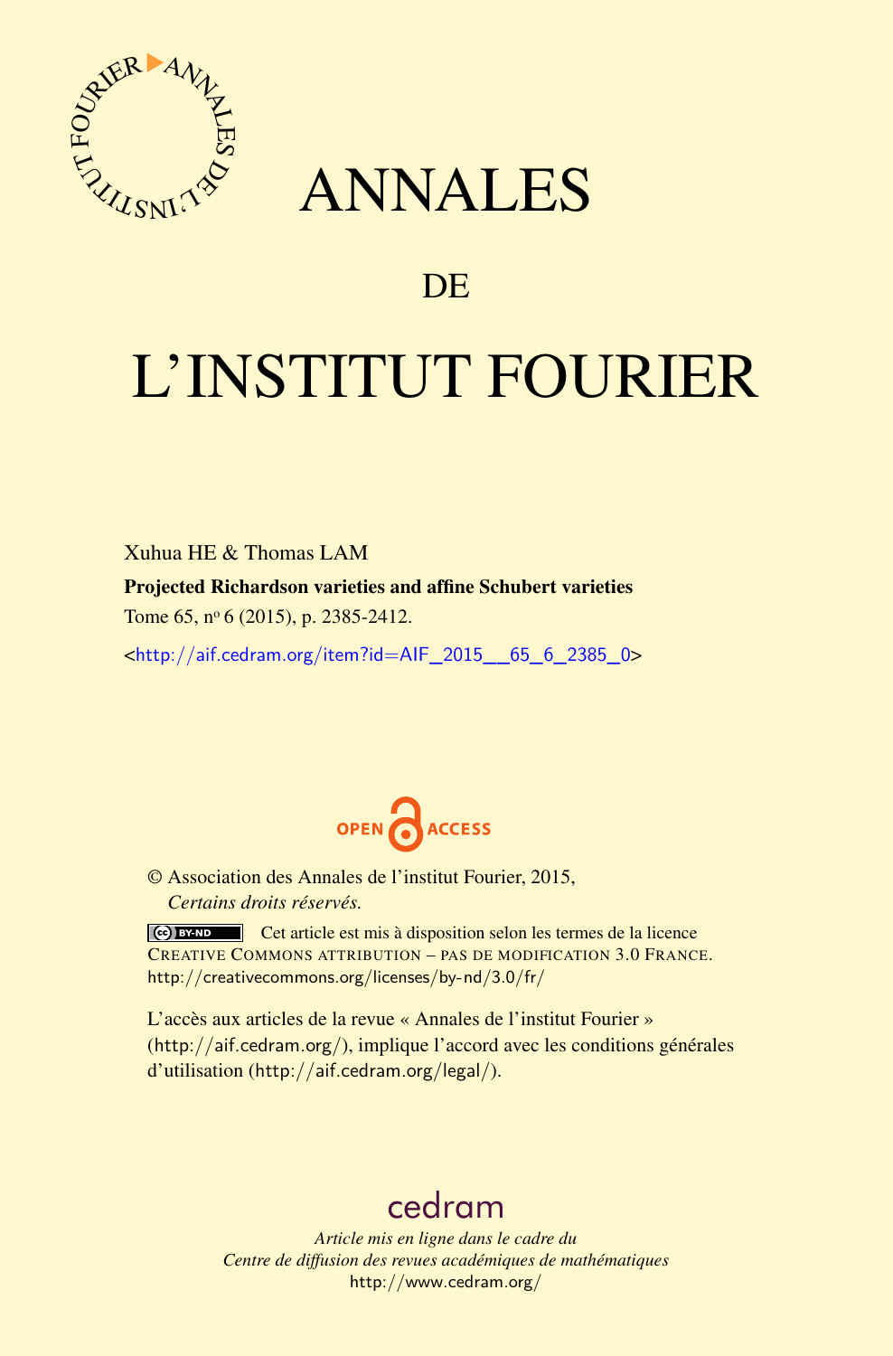# ANNALES

## DE

# L'INSTITUT FOURIER

Xuhua HE & Thomas LAM

**Projected Richardson varieties and affine Schubert varieties**

Tome 65, nº 6 (2015), p. 2385-2412.

<http://aif.cedram.org/item?id=AIF_2015__65_6_2385_0>

OPEN ACCESS

© Association des Annales de l'institut Fourier, 2015,
*Certains droits réservés.*

Cet article est mis à disposition selon les termes de la licence CREATIVE COMMONS ATTRIBUTION – PAS DE MODIFICATION 3.0 FRANCE.
http://creativecommons.org/licenses/by-nd/3.0/fr/

L'accès aux articles de la revue « Annales de l'institut Fourier » (http://aif.cedram.org/), implique l'accord avec les conditions générales d'utilisation (http://aif.cedram.org/legal/).

cedram

*Article mis en ligne dans le cadre du*
*Centre de diffusion des revues académiques de mathématiques*
http://www.cedram.org/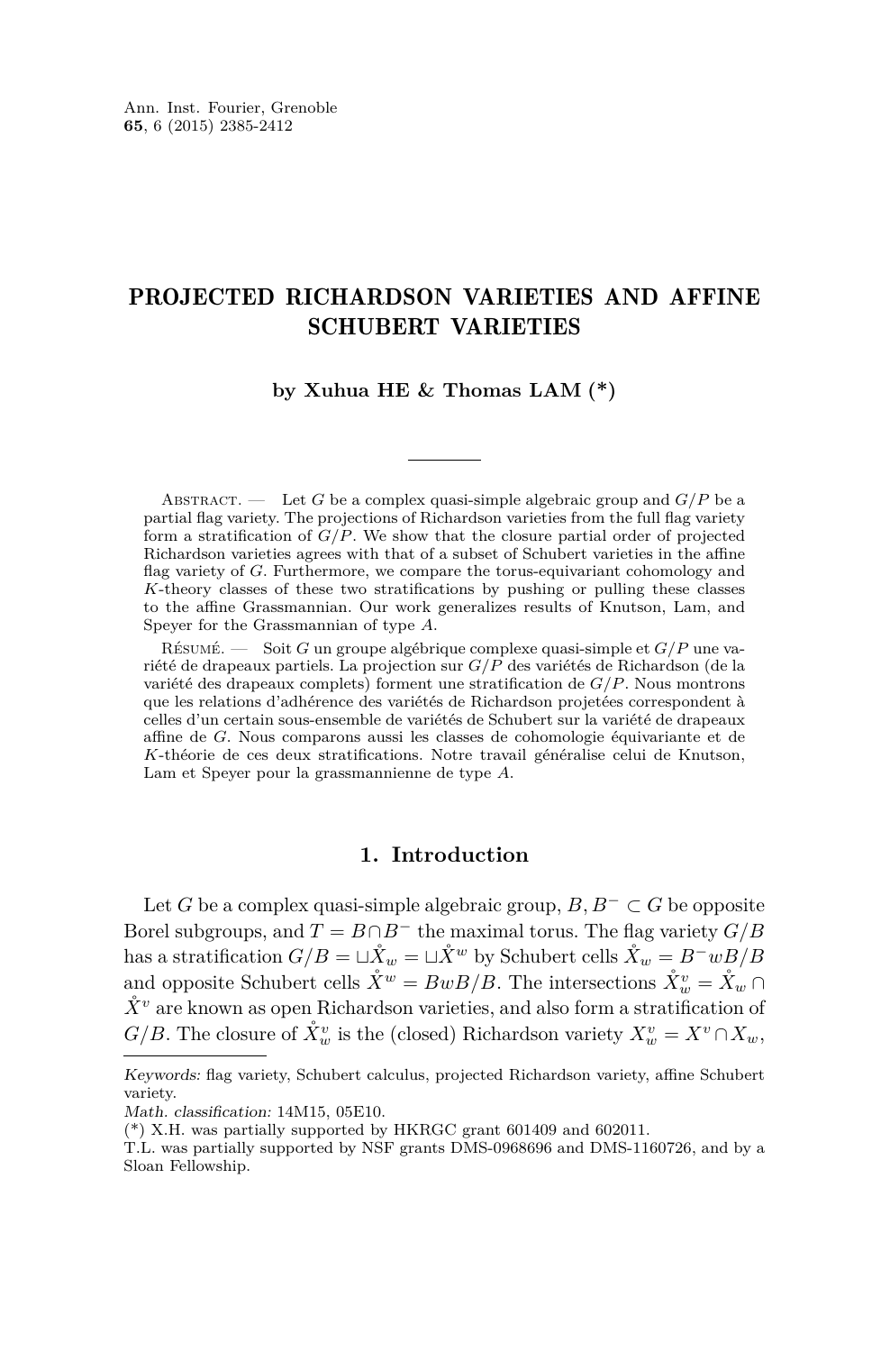Ann. Inst. Fourier, Grenoble
**65**, 6 (2015) 2385-2412

# PROJECTED RICHARDSON VARIETIES AND AFFINE SCHUBERT VARIETIES

**by Xuhua HE & Thomas LAM (*)**

Abstract. — Let $G$ be a complex quasi-simple algebraic group and $G/P$ be a partial flag variety. The projections of Richardson varieties from the full flag variety form a stratification of $G/P$. We show that the closure partial order of projected Richardson varieties agrees with that of a subset of Schubert varieties in the affine flag variety of $G$. Furthermore, we compare the torus-equivariant cohomology and $K$-theory classes of these two stratifications by pushing or pulling these classes to the affine Grassmannian. Our work generalizes results of Knutson, Lam, and Speyer for the Grassmannian of type $A$.

Résumé. — Soit $G$ un groupe algébrique complexe quasi-simple et $G/P$ une variété de drapeaux partiels. La projection sur $G/P$ des variétés de Richardson (de la variété des drapeaux complets) forment une stratification de $G/P$. Nous montrons que les relations d'adhérence des variétés de Richardson projetées correspondent à celles d'un certain sous-ensemble de variétés de Schubert sur la variété de drapeaux affine de $G$. Nous comparons aussi les classes de cohomologie équivariante et de $K$-théorie de ces deux stratifications. Notre travail généralise celui de Knutson, Lam et Speyer pour la grassmannienne de type $A$.

## 1. Introduction

Let $G$ be a complex quasi-simple algebraic group, $B, B^- \subset G$ be opposite Borel subgroups, and $T = B \cap B^-$ the maximal torus. The flag variety $G/B$ has a stratification $G/B = \sqcup \mathring{X}_w = \sqcup \mathring{X}^w$ by Schubert cells $\mathring{X}_w = B^- wB/B$ and opposite Schubert cells $\mathring{X}^w = BwB/B$. The intersections $\mathring{X}_w^v = \mathring{X}_w \cap \mathring{X}^v$ are known as open Richardson varieties, and also form a stratification of $G/B$. The closure of $\mathring{X}_w^v$ is the (closed) Richardson variety $X_w^v = X^v \cap X_w$,

*Keywords:* flag variety, Schubert calculus, projected Richardson variety, affine Schubert variety.
*Math. classification:* 14M15, 05E10.
(*) X.H. was partially supported by HKRGC grant 601409 and 602011.
T.L. was partially supported by NSF grants DMS-0968696 and DMS-1160726, and by a Sloan Fellowship.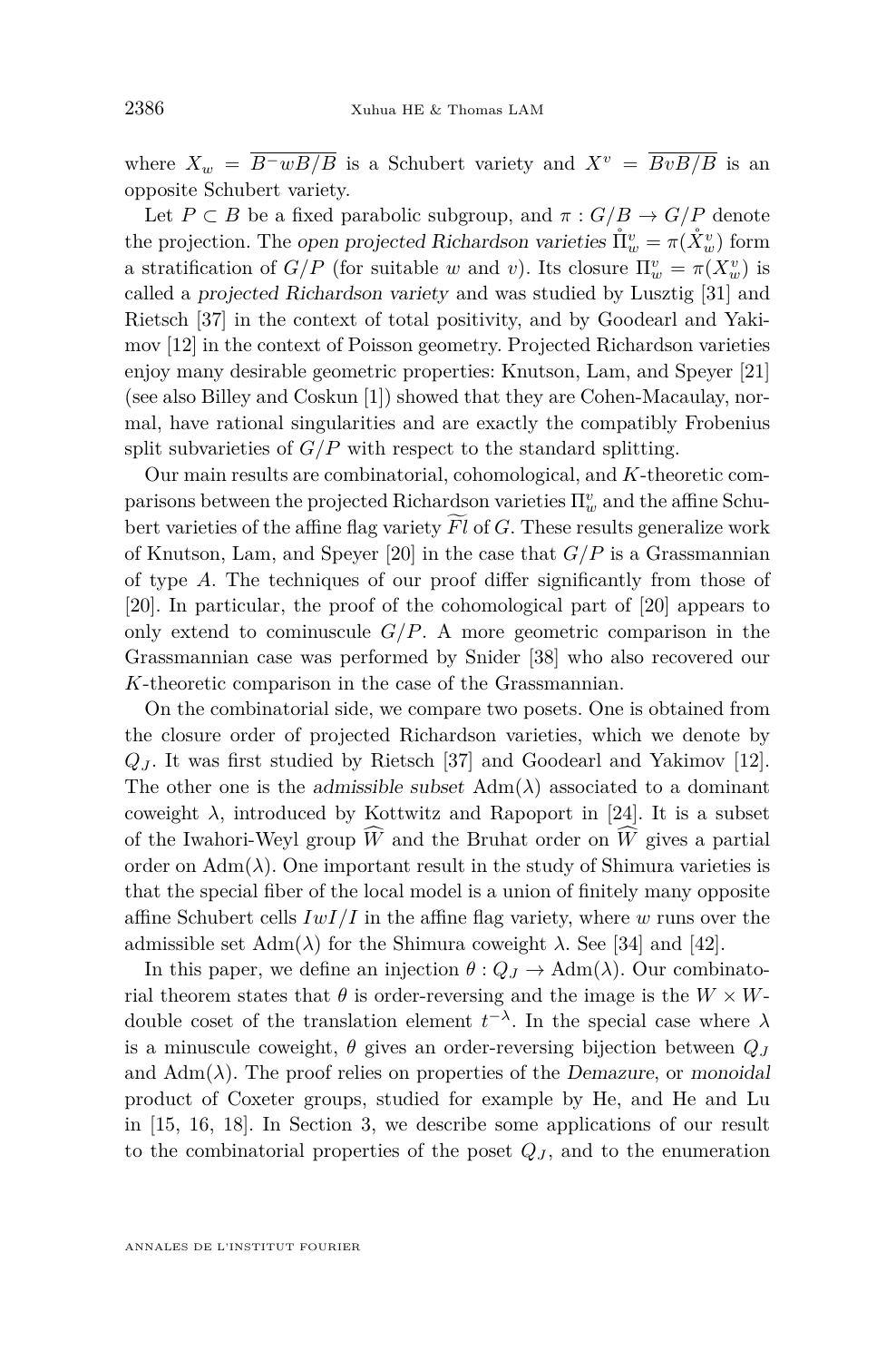where $X_w = \overline{B^- wB/B}$ is a Schubert variety and $X^v = \overline{BvB/B}$ is an opposite Schubert variety.

Let $P \subset B$ be a fixed parabolic subgroup, and $\pi : G/B \to G/P$ denote the projection. The *open projected Richardson varieties* $\mathring{\Pi}_w^v = \pi(\mathring{X}_w^v)$ form a stratification of $G/P$ (for suitable $w$ and $v$). Its closure $\Pi_w^v = \pi(X_w^v)$ is called a *projected Richardson variety* and was studied by Lusztig [31] and Rietsch [37] in the context of total positivity, and by Goodearl and Yakimov [12] in the context of Poisson geometry. Projected Richardson varieties enjoy many desirable geometric properties: Knutson, Lam, and Speyer [21] (see also Billey and Coskun [1]) showed that they are Cohen-Macaulay, normal, have rational singularities and are exactly the compatibly Frobenius split subvarieties of $G/P$ with respect to the standard splitting.

Our main results are combinatorial, cohomological, and $K$-theoretic comparisons between the projected Richardson varieties $\Pi_w^v$ and the affine Schubert varieties of the affine flag variety $\widetilde{Fl}$ of $G$. These results generalize work of Knutson, Lam, and Speyer [20] in the case that $G/P$ is a Grassmannian of type $A$. The techniques of our proof differ significantly from those of [20]. In particular, the proof of the cohomological part of [20] appears to only extend to cominuscule $G/P$. A more geometric comparison in the Grassmannian case was performed by Snider [38] who also recovered our $K$-theoretic comparison in the case of the Grassmannian.

On the combinatorial side, we compare two posets. One is obtained from the closure order of projected Richardson varieties, which we denote by $Q_J$. It was first studied by Rietsch [37] and Goodearl and Yakimov [12]. The other one is the *admissible subset* $\mathrm{Adm}(\lambda)$ associated to a dominant coweight $\lambda$, introduced by Kottwitz and Rapoport in [24]. It is a subset of the Iwahori-Weyl group $\widehat{W}$ and the Bruhat order on $\widehat{W}$ gives a partial order on $\mathrm{Adm}(\lambda)$. One important result in the study of Shimura varieties is that the special fiber of the local model is a union of finitely many opposite affine Schubert cells $IwI/I$ in the affine flag variety, where $w$ runs over the admissible set $\mathrm{Adm}(\lambda)$ for the Shimura coweight $\lambda$. See [34] and [42].

In this paper, we define an injection $\theta : Q_J \to \mathrm{Adm}(\lambda)$. Our combinatorial theorem states that $\theta$ is order-reversing and the image is the $W \times W$-double coset of the translation element $t^{-\lambda}$. In the special case where $\lambda$ is a minuscule coweight, $\theta$ gives an order-reversing bijection between $Q_J$ and $\mathrm{Adm}(\lambda)$. The proof relies on properties of the *Demazure*, or *monoidal* product of Coxeter groups, studied for example by He, and He and Lu in [15, 16, 18]. In Section 3, we describe some applications of our result to the combinatorial properties of the poset $Q_J$, and to the enumeration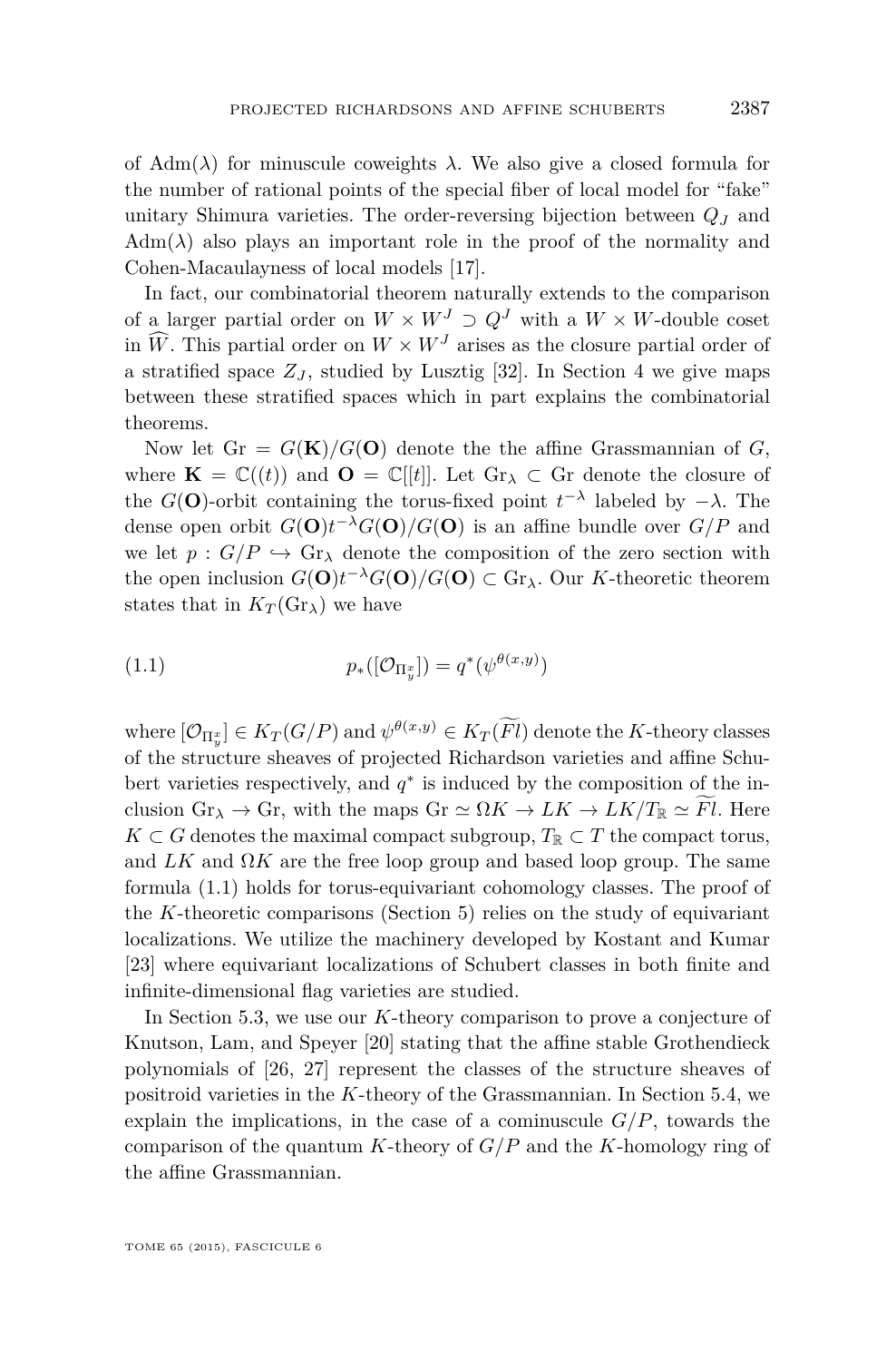of $\mathrm{Adm}(\lambda)$ for minuscule coweights $\lambda$. We also give a closed formula for the number of rational points of the special fiber of local model for "fake" unitary Shimura varieties. The order-reversing bijection between $Q_J$ and $\mathrm{Adm}(\lambda)$ also plays an important role in the proof of the normality and Cohen-Macaulayness of local models [17].

In fact, our combinatorial theorem naturally extends to the comparison of a larger partial order on $W \times W^J \supset Q^J$ with a $W \times W$-double coset in $\widehat{W}$. This partial order on $W \times W^J$ arises as the closure partial order of a stratified space $Z_J$, studied by Lusztig [32]. In Section 4 we give maps between these stratified spaces which in part explains the combinatorial theorems.

Now let $\mathrm{Gr} = G(\mathbf{K})/G(\mathbf{O})$ denote the the affine Grassmannian of $G$, where $\mathbf{K} = \mathbb{C}((t))$ and $\mathbf{O} = \mathbb{C}[[t]]$. Let $\mathrm{Gr}_\lambda \subset \mathrm{Gr}$ denote the closure of the $G(\mathbf{O})$-orbit containing the torus-fixed point $t^{-\lambda}$ labeled by $-\lambda$. The dense open orbit $G(\mathbf{O})t^{-\lambda}G(\mathbf{O})/G(\mathbf{O})$ is an affine bundle over $G/P$ and we let $p : G/P \hookrightarrow \mathrm{Gr}_\lambda$ denote the composition of the zero section with the open inclusion $G(\mathbf{O})t^{-\lambda}G(\mathbf{O})/G(\mathbf{O}) \subset \mathrm{Gr}_\lambda$. Our $K$-theoretic theorem states that in $K_T(\mathrm{Gr}_\lambda)$ we have

$$p_*([\mathcal{O}_{\Pi_y^x}]) = q^*(\psi^{\theta(x,y)}) \tag{1.1}$$

where $[\mathcal{O}_{\Pi_y^x}] \in K_T(G/P)$ and $\psi^{\theta(x,y)} \in K_T(\widetilde{Fl})$ denote the $K$-theory classes of the structure sheaves of projected Richardson varieties and affine Schubert varieties respectively, and $q^*$ is induced by the composition of the inclusion $\mathrm{Gr}_\lambda \to \mathrm{Gr}$, with the maps $\mathrm{Gr} \simeq \Omega K \to LK \to LK/T_\mathbb{R} \simeq \widetilde{Fl}$. Here $K \subset G$ denotes the maximal compact subgroup, $T_\mathbb{R} \subset T$ the compact torus, and $LK$ and $\Omega K$ are the free loop group and based loop group. The same formula (1.1) holds for torus-equivariant cohomology classes. The proof of the $K$-theoretic comparisons (Section 5) relies on the study of equivariant localizations. We utilize the machinery developed by Kostant and Kumar [23] where equivariant localizations of Schubert classes in both finite and infinite-dimensional flag varieties are studied.

In Section 5.3, we use our $K$-theory comparison to prove a conjecture of Knutson, Lam, and Speyer [20] stating that the affine stable Grothendieck polynomials of [26, 27] represent the classes of the structure sheaves of positroid varieties in the $K$-theory of the Grassmannian. In Section 5.4, we explain the implications, in the case of a cominuscule $G/P$, towards the comparison of the quantum $K$-theory of $G/P$ and the $K$-homology ring of the affine Grassmannian.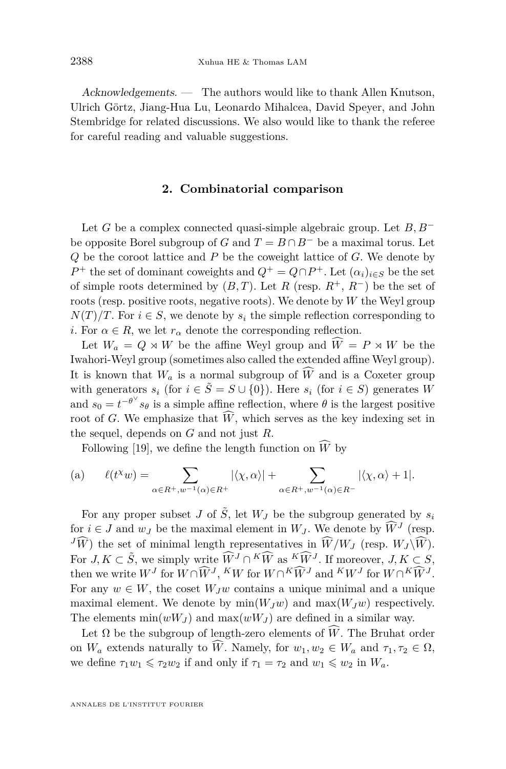*Acknowledgements*. — The authors would like to thank Allen Knutson, Ulrich Görtz, Jiang-Hua Lu, Leonardo Mihalcea, David Speyer, and John Stembridge for related discussions. We also would like to thank the referee for careful reading and valuable suggestions.

## 2. Combinatorial comparison

Let $G$ be a complex connected quasi-simple algebraic group. Let $B, B^-$ be opposite Borel subgroup of $G$ and $T = B \cap B^-$ be a maximal torus. Let $Q$ be the coroot lattice and $P$ be the coweight lattice of $G$. We denote by $P^+$ the set of dominant coweights and $Q^+ = Q \cap P^+$. Let $(\alpha_i)_{i \in S}$ be the set of simple roots determined by $(B, T)$. Let $R$ (resp. $R^+$, $R^-$) be the set of roots (resp. positive roots, negative roots). We denote by $W$ the Weyl group $N(T)/T$. For $i \in S$, we denote by $s_i$ the simple reflection corresponding to $i$. For $\alpha \in R$, we let $r_\alpha$ denote the corresponding reflection.

Let $W_a = Q \rtimes W$ be the affine Weyl group and $\widehat{W} = P \rtimes W$ be the Iwahori-Weyl group (sometimes also called the extended affine Weyl group). It is known that $W_a$ is a normal subgroup of $\widehat{W}$ and is a Coxeter group with generators $s_i$ (for $i \in \tilde{S} = S \cup \{0\}$). Here $s_i$ (for $i \in S$) generates $W$ and $s_0 = t^{-\theta^\vee} s_\theta$ is a simple affine reflection, where $\theta$ is the largest positive root of $G$. We emphasize that $\widehat{W}$, which serves as the key indexing set in the sequel, depends on $G$ and not just $R$.

Following [19], we define the length function on $\widehat{W}$ by

$$\text{(a)} \qquad \ell(t^\chi w) = \sum_{\alpha \in R^+, w^{-1}(\alpha) \in R^+} |\langle \chi, \alpha \rangle| + \sum_{\alpha \in R^+, w^{-1}(\alpha) \in R^-} |\langle \chi, \alpha \rangle + 1|.$$

For any proper subset $J$ of $\tilde{S}$, let $W_J$ be the subgroup generated by $s_i$ for $i \in J$ and $w_J$ be the maximal element in $W_J$. We denote by $\widehat{W}^J$ (resp. ${}^J\widehat{W}$) the set of minimal length representatives in $\widehat{W}/W_J$ (resp. $W_J \backslash \widehat{W}$). For $J, K \subset \tilde{S}$, we simply write $\widehat{W}^J \cap {}^K\widehat{W}$ as ${}^K\widehat{W}^J$. If moreover, $J, K \subset S$, then we write $W^J$ for $W \cap \widehat{W}^J$, ${}^K W$ for $W \cap {}^K\widehat{W}^J$ and ${}^K W^J$ for $W \cap {}^K\widehat{W}^J$. For any $w \in W$, the coset $W_J w$ contains a unique minimal and a unique maximal element. We denote by $\min(W_J w)$ and $\max(W_J w)$ respectively. The elements $\min(w W_J)$ and $\max(w W_J)$ are defined in a similar way.

Let $\Omega$ be the subgroup of length-zero elements of $\widehat{W}$. The Bruhat order on $W_a$ extends naturally to $\widehat{W}$. Namely, for $w_1, w_2 \in W_a$ and $\tau_1, \tau_2 \in \Omega$, we define $\tau_1 w_1 \leqslant \tau_2 w_2$ if and only if $\tau_1 = \tau_2$ and $w_1 \leqslant w_2$ in $W_a$.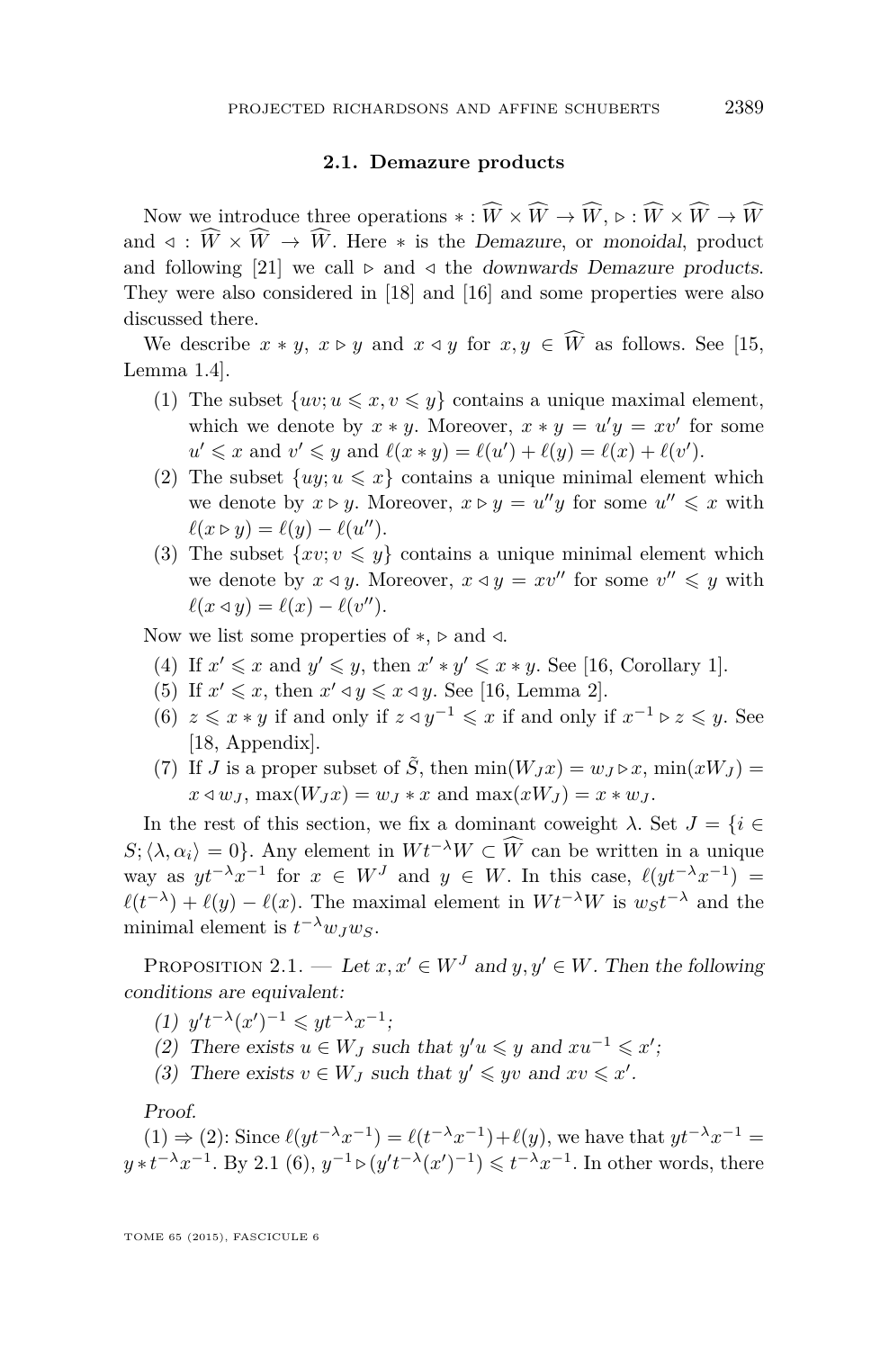### 2.1. Demazure products

Now we introduce three operations $* : \widehat{W} \times \widehat{W} \to \widehat{W}$, $\triangleright : \widehat{W} \times \widehat{W} \to \widehat{W}$ and $\triangleleft : \widehat{W} \times \widehat{W} \to \widehat{W}$. Here $*$ is the *Demazure*, or *monoidal*, product and following [21] we call $\triangleright$ and $\triangleleft$ the *downwards Demazure products*. They were also considered in [18] and [16] and some properties were also discussed there.

We describe $x * y$, $x \triangleright y$ and $x \triangleleft y$ for $x, y \in \widehat{W}$ as follows. See [15, Lemma 1.4].

(1) The subset $\{uv; u \leqslant x, v \leqslant y\}$ contains a unique maximal element, which we denote by $x * y$. Moreover, $x * y = u'y = xv'$ for some $u' \leqslant x$ and $v' \leqslant y$ and $\ell(x * y) = \ell(u') + \ell(y) = \ell(x) + \ell(v')$.

(2) The subset $\{uy; u \leqslant x\}$ contains a unique minimal element which we denote by $x \triangleright y$. Moreover, $x \triangleright y = u''y$ for some $u'' \leqslant x$ with $\ell(x \triangleright y) = \ell(y) - \ell(u'')$.

(3) The subset $\{xv; v \leqslant y\}$ contains a unique minimal element which we denote by $x \triangleleft y$. Moreover, $x \triangleleft y = xv''$ for some $v'' \leqslant y$ with $\ell(x \triangleleft y) = \ell(x) - \ell(v'')$.

Now we list some properties of $*$, $\triangleright$ and $\triangleleft$.

(4) If $x' \leqslant x$ and $y' \leqslant y$, then $x' * y' \leqslant x * y$. See [16, Corollary 1].

(5) If $x' \leqslant x$, then $x' \triangleleft y \leqslant x \triangleleft y$. See [16, Lemma 2].

(6) $z \leqslant x * y$ if and only if $z \triangleleft y^{-1} \leqslant x$ if and only if $x^{-1} \triangleright z \leqslant y$. See [18, Appendix].

(7) If $J$ is a proper subset of $\tilde{S}$, then $\min(W_J x) = w_J \triangleright x$, $\min(xW_J) = x \triangleleft w_J$, $\max(W_J x) = w_J * x$ and $\max(xW_J) = x * w_J$.

In the rest of this section, we fix a dominant coweight $\lambda$. Set $J = \{i \in S; \langle \lambda, \alpha_i \rangle = 0\}$. Any element in $Wt^{-\lambda}W \subset \widehat{W}$ can be written in a unique way as $yt^{-\lambda}x^{-1}$ for $x \in W^J$ and $y \in W$. In this case, $\ell(yt^{-\lambda}x^{-1}) = \ell(t^{-\lambda}) + \ell(y) - \ell(x)$. The maximal element in $Wt^{-\lambda}W$ is $w_S t^{-\lambda}$ and the minimal element is $t^{-\lambda}w_J w_S$.

Proposition 2.1. — *Let $x, x' \in W^J$ and $y, y' \in W$. Then the following conditions are equivalent:*

*(1) $y't^{-\lambda}(x')^{-1} \leqslant yt^{-\lambda}x^{-1}$;*

*(2) There exists $u \in W_J$ such that $y'u \leqslant y$ and $xu^{-1} \leqslant x'$;*

*(3) There exists $v \in W_J$ such that $y' \leqslant yv$ and $xv \leqslant x'$.*

*Proof.*

(1) $\Rightarrow$ (2): Since $\ell(yt^{-\lambda}x^{-1}) = \ell(t^{-\lambda}x^{-1}) + \ell(y)$, we have that $yt^{-\lambda}x^{-1} = y * t^{-\lambda}x^{-1}$. By 2.1 (6), $y^{-1} \triangleright (y't^{-\lambda}(x')^{-1}) \leqslant t^{-\lambda}x^{-1}$. In other words, there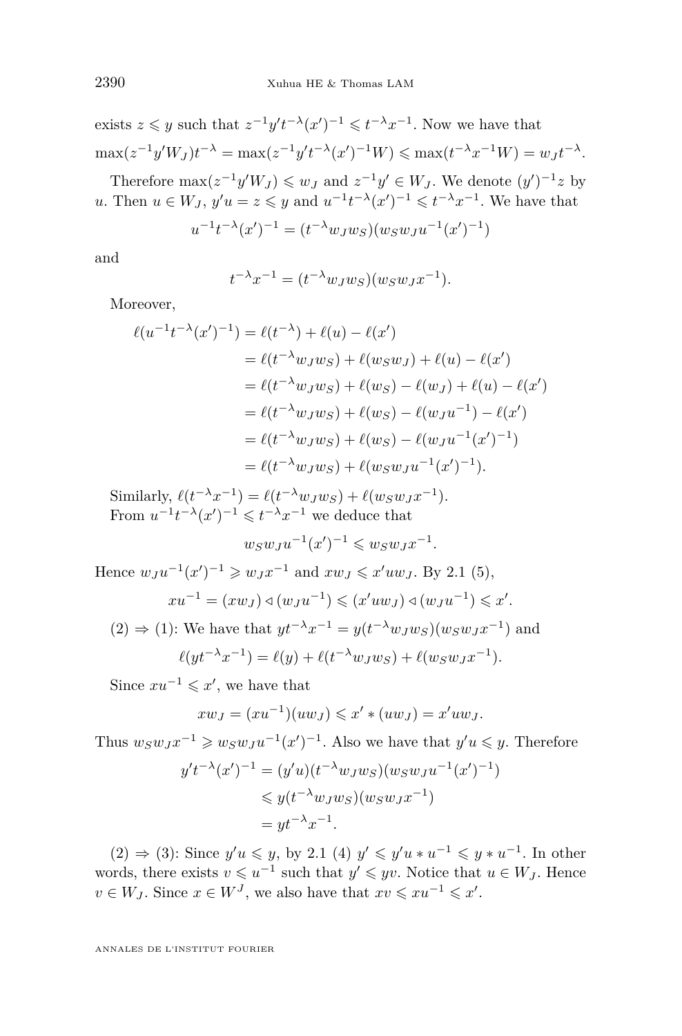exists $z \leqslant y$ such that $z^{-1} y' t^{-\lambda} (x')^{-1} \leqslant t^{-\lambda} x^{-1}$. Now we have that

$\max(z^{-1} y' W_J) t^{-\lambda} = \max(z^{-1} y' t^{-\lambda} (x')^{-1} W) \leqslant \max(t^{-\lambda} x^{-1} W) = w_J t^{-\lambda}$.

Therefore $\max(z^{-1} y' W_J) \leqslant w_J$ and $z^{-1} y' \in W_J$. We denote $(y')^{-1} z$ by $u$. Then $u \in W_J$, $y' u = z \leqslant y$ and $u^{-1} t^{-\lambda} (x')^{-1} \leqslant t^{-\lambda} x^{-1}$. We have that

$$u^{-1} t^{-\lambda} (x')^{-1} = (t^{-\lambda} w_J w_S)(w_S w_J u^{-1} (x')^{-1})$$

and

$$t^{-\lambda} x^{-1} = (t^{-\lambda} w_J w_S)(w_S w_J x^{-1}).$$

Moreover,

$$\begin{aligned}
\ell(u^{-1} t^{-\lambda} (x')^{-1}) &= \ell(t^{-\lambda}) + \ell(u) - \ell(x') \\
&= \ell(t^{-\lambda} w_J w_S) + \ell(w_S w_J) + \ell(u) - \ell(x') \\
&= \ell(t^{-\lambda} w_J w_S) + \ell(w_S) - \ell(w_J) + \ell(u) - \ell(x') \\
&= \ell(t^{-\lambda} w_J w_S) + \ell(w_S) - \ell(w_J u^{-1}) - \ell(x') \\
&= \ell(t^{-\lambda} w_J w_S) + \ell(w_S) - \ell(w_J u^{-1} (x')^{-1}) \\
&= \ell(t^{-\lambda} w_J w_S) + \ell(w_S w_J u^{-1} (x')^{-1}).
\end{aligned}$$

Similarly, $\ell(t^{-\lambda} x^{-1}) = \ell(t^{-\lambda} w_J w_S) + \ell(w_S w_J x^{-1})$.

From $u^{-1} t^{-\lambda} (x')^{-1} \leqslant t^{-\lambda} x^{-1}$ we deduce that

$$w_S w_J u^{-1} (x')^{-1} \leqslant w_S w_J x^{-1}.$$

Hence $w_J u^{-1} (x')^{-1} \geqslant w_J x^{-1}$ and $x w_J \leqslant x' u w_J$. By 2.1 (5),

$$x u^{-1} = (x w_J) \triangleleft (w_J u^{-1}) \leqslant (x' u w_J) \triangleleft (w_J u^{-1}) \leqslant x'.$$

(2) $\Rightarrow$ (1): We have that $y t^{-\lambda} x^{-1} = y (t^{-\lambda} w_J w_S)(w_S w_J x^{-1})$ and

$$\ell(y t^{-\lambda} x^{-1}) = \ell(y) + \ell(t^{-\lambda} w_J w_S) + \ell(w_S w_J x^{-1}).$$

Since $x u^{-1} \leqslant x'$, we have that

$$x w_J = (x u^{-1})(u w_J) \leqslant x' * (u w_J) = x' u w_J.$$

Thus $w_S w_J x^{-1} \geqslant w_S w_J u^{-1} (x')^{-1}$. Also we have that $y' u \leqslant y$. Therefore

$$\begin{aligned}
y' t^{-\lambda} (x')^{-1} &= (y' u)(t^{-\lambda} w_J w_S)(w_S w_J u^{-1} (x')^{-1}) \\
&\leqslant y (t^{-\lambda} w_J w_S)(w_S w_J x^{-1}) \\
&= y t^{-\lambda} x^{-1}.
\end{aligned}$$

(2) $\Rightarrow$ (3): Since $y' u \leqslant y$, by 2.1 (4) $y' \leqslant y' u * u^{-1} \leqslant y * u^{-1}$. In other words, there exists $v \leqslant u^{-1}$ such that $y' \leqslant y v$. Notice that $u \in W_J$. Hence $v \in W_J$. Since $x \in W^J$, we also have that $x v \leqslant x u^{-1} \leqslant x'$.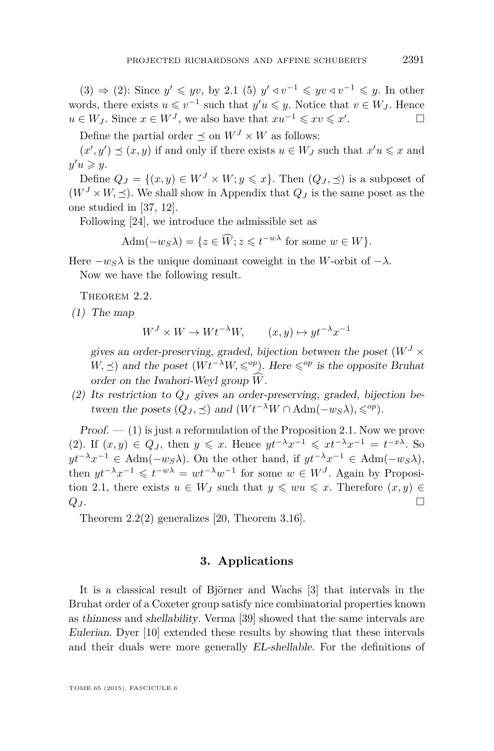(3) ⇒ (2): Since $y' \leqslant yv$, by 2.1 (5) $y' \lhd v^{-1} \leqslant yv \lhd v^{-1} \leqslant y$. In other words, there exists $u \leqslant v^{-1}$ such that $y'u \leqslant y$. Notice that $v \in W_J$. Hence $u \in W_J$. Since $x \in W^J$, we also have that $xu^{-1} \leqslant xv \leqslant x'$. $\square$

Define the partial order $\preceq$ on $W^J \times W$ as follows:

$(x', y') \preceq (x, y)$ if and only if there exists $u \in W_J$ such that $x'u \leqslant x$ and $y'u \geqslant y$.

Define $Q_J = \{(x, y) \in W^J \times W; y \leqslant x\}$. Then $(Q_J, \preceq)$ is a subposet of $(W^J \times W, \preceq)$. We shall show in Appendix that $Q_J$ is the same poset as the one studied in [37, 12].

Following [24], we introduce the admissible set as

$$\mathrm{Adm}(-w_S\lambda) = \{z \in \widehat{W}; z \leqslant t^{-w\lambda} \text{ for some } w \in W\}.$$

Here $-w_S\lambda$ is the unique dominant coweight in the $W$-orbit of $-\lambda$.

Now we have the following result.

Theorem 2.2.

*(1) The map*

$$W^J \times W \to W t^{-\lambda} W, \qquad (x, y) \mapsto y t^{-\lambda} x^{-1}$$

*gives an order-preserving, graded, bijection between the poset $(W^J \times W, \preceq)$ and the poset $(W t^{-\lambda} W, \leqslant^{op})$. Here $\leqslant^{op}$ is the opposite Bruhat order on the Iwahori-Weyl group $\widehat{W}$.*

*(2) Its restriction to $Q_J$ gives an order-preserving, graded, bijection between the posets $(Q_J, \preceq)$ and $(W t^{-\lambda} W \cap \mathrm{Adm}(-w_S\lambda), \leqslant^{op})$.*

*Proof.* — (1) is just a reformulation of the Proposition 2.1. Now we prove (2). If $(x, y) \in Q_J$, then $y \leqslant x$. Hence $y t^{-\lambda} x^{-1} \leqslant x t^{-\lambda} x^{-1} = t^{-x\lambda}$. So $y t^{-\lambda} x^{-1} \in \mathrm{Adm}(-w_S\lambda)$. On the other hand, if $y t^{-\lambda} x^{-1} \in \mathrm{Adm}(-w_S\lambda)$, then $y t^{-\lambda} x^{-1} \leqslant t^{-w\lambda} = w t^{-\lambda} w^{-1}$ for some $w \in W^J$. Again by Proposition 2.1, there exists $u \in W_J$ such that $y \leqslant wu \leqslant x$. Therefore $(x, y) \in Q_J$. $\square$

Theorem 2.2(2) generalizes [20, Theorem 3.16].

## 3. Applications

It is a classical result of Björner and Wachs [3] that intervals in the Bruhat order of a Coxeter group satisfy nice combinatorial properties known as *thinness* and *shellability*. Verma [39] showed that the same intervals are *Eulerian*. Dyer [10] extended these results by showing that these intervals and their duals were more generally *EL-shellable*. For the definitions of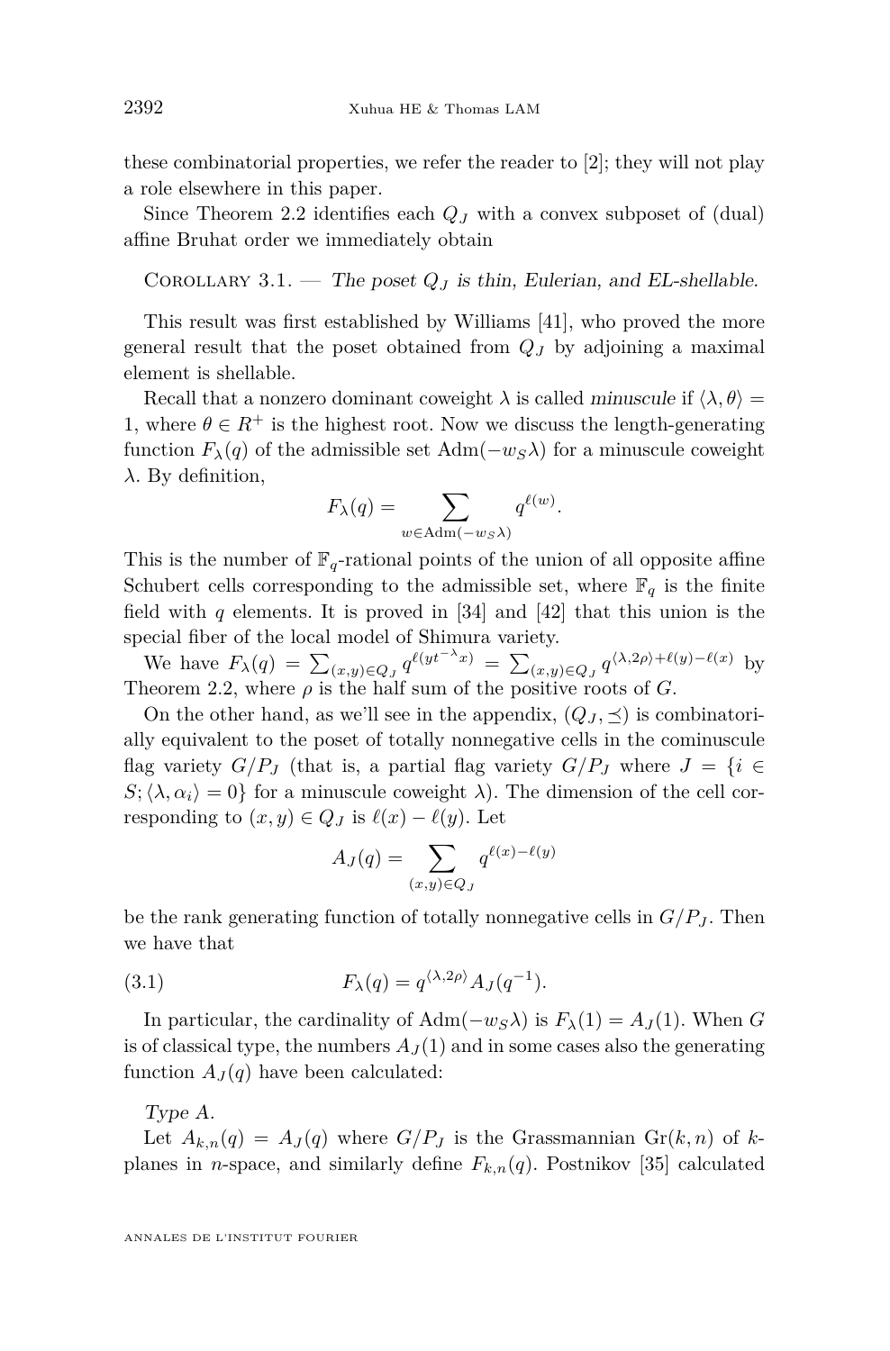these combinatorial properties, we refer the reader to [2]; they will not play a role elsewhere in this paper.

Since Theorem 2.2 identifies each $Q_J$ with a convex subposet of (dual) affine Bruhat order we immediately obtain

Corollary 3.1. — *The poset $Q_J$ is thin, Eulerian, and EL-shellable.*

This result was first established by Williams [41], who proved the more general result that the poset obtained from $Q_J$ by adjoining a maximal element is shellable.

Recall that a nonzero dominant coweight $\lambda$ is called *minuscule* if $\langle \lambda, \theta \rangle = 1$, where $\theta \in R^+$ is the highest root. Now we discuss the length-generating function $F_\lambda(q)$ of the admissible set $\mathrm{Adm}(-w_S\lambda)$ for a minuscule coweight $\lambda$. By definition,

$$F_\lambda(q) = \sum_{w \in \mathrm{Adm}(-w_S\lambda)} q^{\ell(w)}.$$

This is the number of $\mathbb{F}_q$-rational points of the union of all opposite affine Schubert cells corresponding to the admissible set, where $\mathbb{F}_q$ is the finite field with $q$ elements. It is proved in [34] and [42] that this union is the special fiber of the local model of Shimura variety.

We have $F_\lambda(q) = \sum_{(x,y)\in Q_J} q^{\ell(yt^{-\lambda}x)} = \sum_{(x,y)\in Q_J} q^{\langle \lambda, 2\rho\rangle + \ell(y) - \ell(x)}$ by Theorem 2.2, where $\rho$ is the half sum of the positive roots of $G$.

On the other hand, as we'll see in the appendix, $(Q_J, \preceq)$ is combinatorially equivalent to the poset of totally nonnegative cells in the cominuscule flag variety $G/P_J$ (that is, a partial flag variety $G/P_J$ where $J = \{i \in S; \langle \lambda, \alpha_i \rangle = 0\}$ for a minuscule coweight $\lambda$). The dimension of the cell corresponding to $(x,y) \in Q_J$ is $\ell(x) - \ell(y)$. Let

$$A_J(q) = \sum_{(x,y)\in Q_J} q^{\ell(x)-\ell(y)}$$

be the rank generating function of totally nonnegative cells in $G/P_J$. Then we have that

$$F_\lambda(q) = q^{\langle \lambda, 2\rho \rangle} A_J(q^{-1}). \tag{3.1}$$

In particular, the cardinality of $\mathrm{Adm}(-w_S\lambda)$ is $F_\lambda(1) = A_J(1)$. When $G$ is of classical type, the numbers $A_J(1)$ and in some cases also the generating function $A_J(q)$ have been calculated:

*Type A.*

Let $A_{k,n}(q) = A_J(q)$ where $G/P_J$ is the Grassmannian $\mathrm{Gr}(k,n)$ of $k$-planes in $n$-space, and similarly define $F_{k,n}(q)$. Postnikov [35] calculated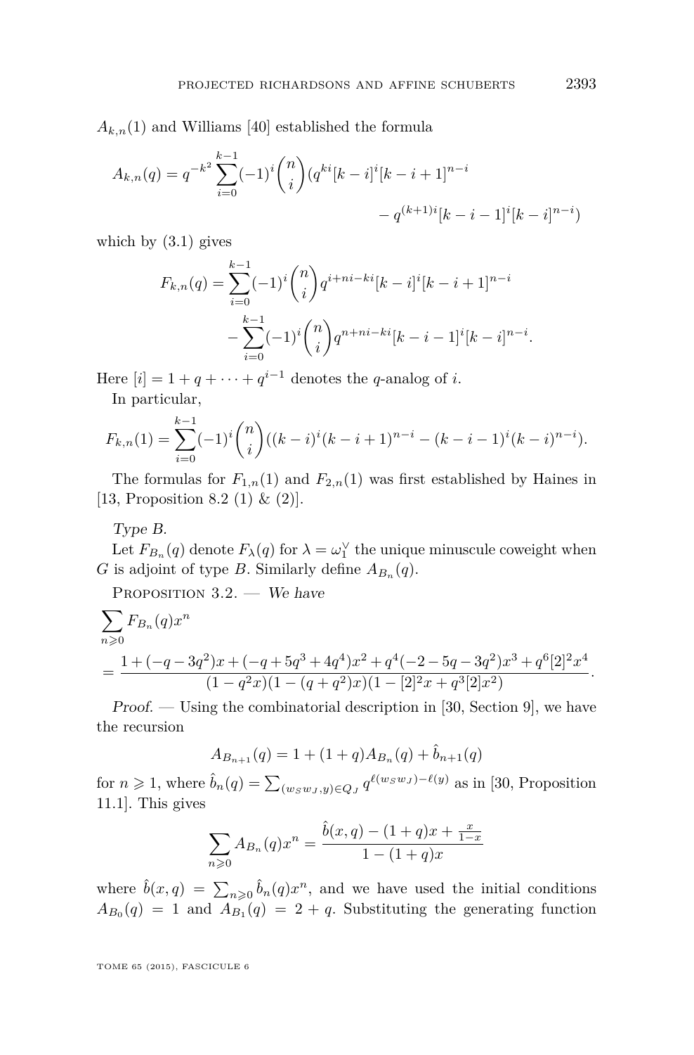$A_{k,n}(1)$ and Williams [40] established the formula

$$A_{k,n}(q) = q^{-k^2}\sum_{i=0}^{k-1}(-1)^i\binom{n}{i}(q^{ki}[k-i]^i[k-i+1]^{n-i} - q^{(k+1)i}[k-i-1]^i[k-i]^{n-i})$$

which by (3.1) gives

$$F_{k,n}(q) = \sum_{i=0}^{k-1}(-1)^i\binom{n}{i}q^{i+ni-ki}[k-i]^i[k-i+1]^{n-i} - \sum_{i=0}^{k-1}(-1)^i\binom{n}{i}q^{n+ni-ki}[k-i-1]^i[k-i]^{n-i}.$$

Here $[i] = 1+q+\cdots+q^{i-1}$ denotes the $q$-analog of $i$.

In particular,

$$F_{k,n}(1) = \sum_{i=0}^{k-1}(-1)^i\binom{n}{i}((k-i)^i(k-i+1)^{n-i} - (k-i-1)^i(k-i)^{n-i}).$$

The formulas for $F_{1,n}(1)$ and $F_{2,n}(1)$ was first established by Haines in [13, Proposition 8.2 (1) & (2)].

*Type B.*

Let $F_{B_n}(q)$ denote $F_\lambda(q)$ for $\lambda = \omega_1^\vee$ the unique minuscule coweight when $G$ is adjoint of type $B$. Similarly define $A_{B_n}(q)$.

Proposition 3.2. — *We have*

$$\sum_{n\geqslant 0} F_{B_n}(q)x^n = \frac{1+(-q-3q^2)x+(-q+5q^3+4q^4)x^2+q^4(-2-5q-3q^2)x^3+q^6[2]^2x^4}{(1-q^2x)(1-(q+q^2)x)(1-[2]^2x+q^3[2]x^2)}.$$

*Proof.* — Using the combinatorial description in [30, Section 9], we have the recursion

$$A_{B_{n+1}}(q) = 1+(1+q)A_{B_n}(q)+\hat{b}_{n+1}(q)$$

for $n\geqslant 1$, where $\hat{b}_n(q) = \sum_{(w_Sw_J,y)\in Q_J} q^{\ell(w_Sw_J)-\ell(y)}$ as in [30, Proposition 11.1]. This gives

$$\sum_{n\geqslant 0} A_{B_n}(q)x^n = \frac{\hat{b}(x,q)-(1+q)x+\frac{x}{1-x}}{1-(1+q)x}$$

where $\hat{b}(x,q) = \sum_{n\geqslant 0}\hat{b}_n(q)x^n$, and we have used the initial conditions $A_{B_0}(q) = 1$ and $A_{B_1}(q) = 2+q$. Substituting the generating function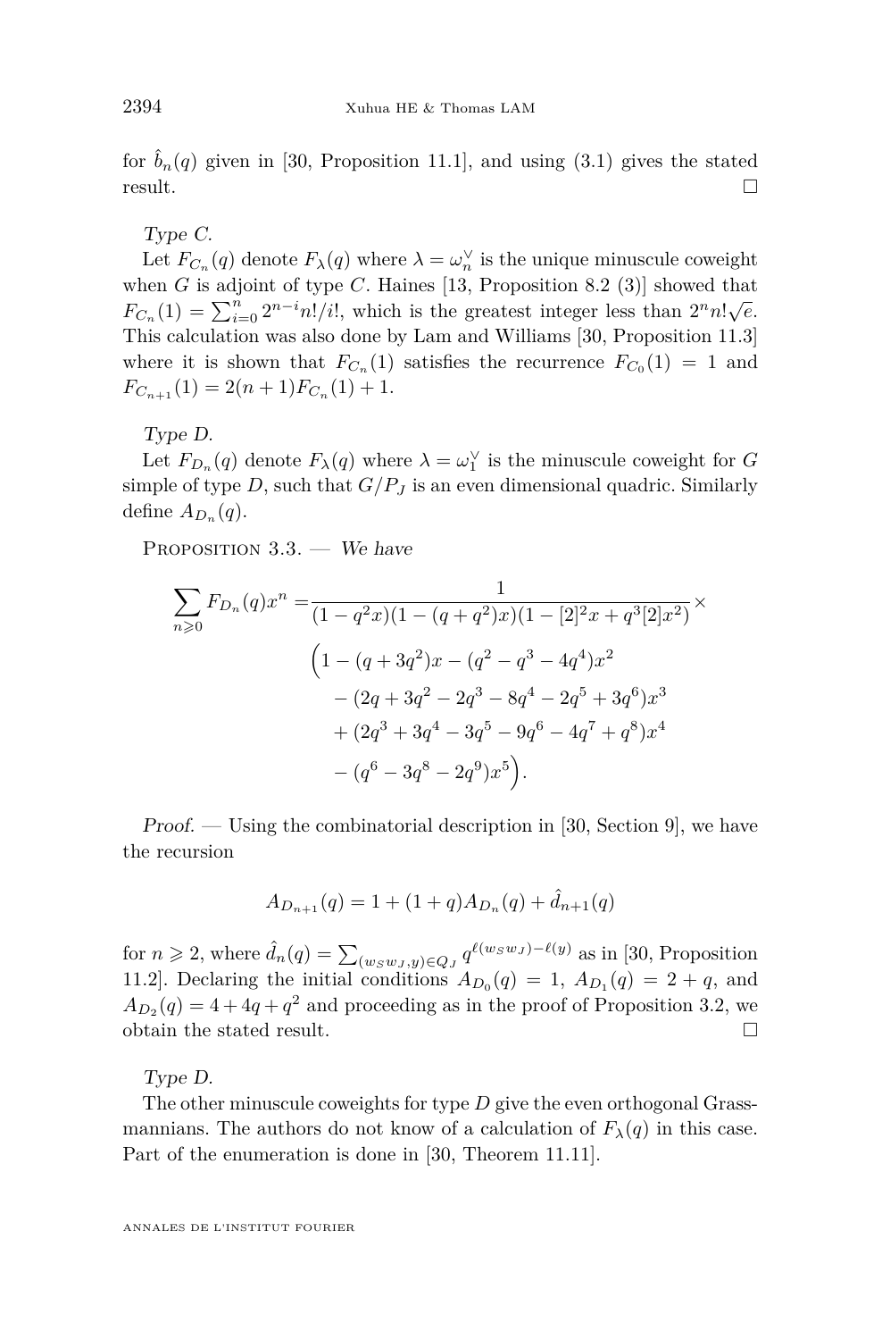for $\hat{b}_n(q)$ given in [30, Proposition 11.1], and using (3.1) gives the stated result. □

*Type C.*

Let $F_{C_n}(q)$ denote $F_\lambda(q)$ where $\lambda = \omega_n^\vee$ is the unique minuscule coweight when $G$ is adjoint of type $C$. Haines [13, Proposition 8.2 (3)] showed that $F_{C_n}(1) = \sum_{i=0}^{n} 2^{n-i} n!/i!$, which is the greatest integer less than $2^n n! \sqrt{e}$. This calculation was also done by Lam and Williams [30, Proposition 11.3] where it is shown that $F_{C_n}(1)$ satisfies the recurrence $F_{C_0}(1) = 1$ and $F_{C_{n+1}}(1) = 2(n+1)F_{C_n}(1) + 1$.

*Type D.*

Let $F_{D_n}(q)$ denote $F_\lambda(q)$ where $\lambda = \omega_1^\vee$ is the minuscule coweight for $G$ simple of type $D$, such that $G/P_J$ is an even dimensional quadric. Similarly define $A_{D_n}(q)$.

Proposition 3.3. — *We have*

$$\sum_{n \geqslant 0} F_{D_n}(q) x^n = \frac{1}{(1-q^2x)(1-(q+q^2)x)(1-[2]^2x+q^3[2]x^2)} \times \Big(1-(q+3q^2)x-(q^2-q^3-4q^4)x^2 - (2q+3q^2-2q^3-8q^4-2q^5+3q^6)x^3 + (2q^3+3q^4-3q^5-9q^6-4q^7+q^8)x^4 - (q^6-3q^8-2q^9)x^5\Big).$$

*Proof.* — Using the combinatorial description in [30, Section 9], we have the recursion

$$A_{D_{n+1}}(q) = 1 + (1+q)A_{D_n}(q) + \hat{d}_{n+1}(q)$$

for $n \geqslant 2$, where $\hat{d}_n(q) = \sum_{(w_S w_J, y) \in Q_J} q^{\ell(w_S w_J) - \ell(y)}$ as in [30, Proposition 11.2]. Declaring the initial conditions $A_{D_0}(q) = 1$, $A_{D_1}(q) = 2+q$, and $A_{D_2}(q) = 4+4q+q^2$ and proceeding as in the proof of Proposition 3.2, we obtain the stated result. □

*Type D.*

The other minuscule coweights for type $D$ give the even orthogonal Grassmannians. The authors do not know of a calculation of $F_\lambda(q)$ in this case. Part of the enumeration is done in [30, Theorem 11.11].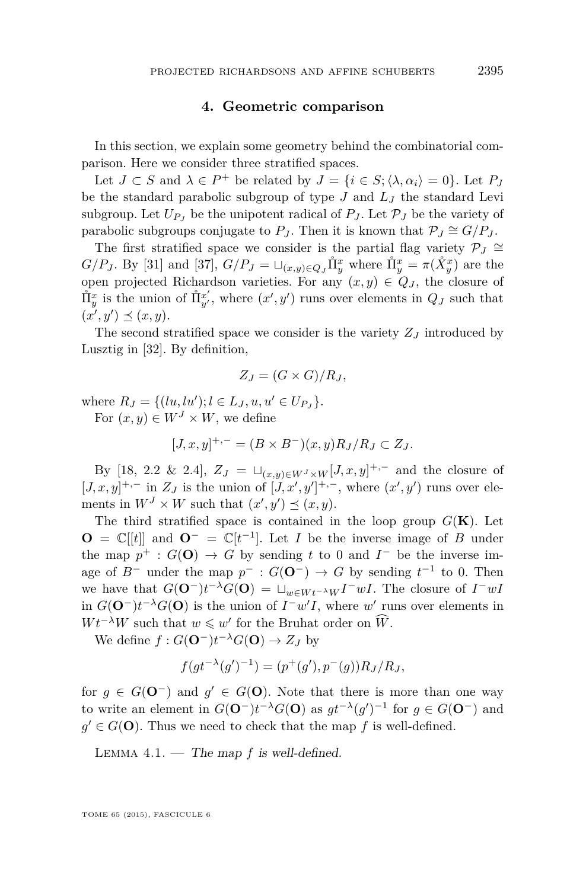## 4. Geometric comparison

In this section, we explain some geometry behind the combinatorial comparison. Here we consider three stratified spaces.

Let $J \subset S$ and $\lambda \in P^+$ be related by $J = \{i \in S; \langle \lambda, \alpha_i \rangle = 0\}$. Let $P_J$ be the standard parabolic subgroup of type $J$ and $L_J$ the standard Levi subgroup. Let $U_{P_J}$ be the unipotent radical of $P_J$. Let $\mathcal{P}_J$ be the variety of parabolic subgroups conjugate to $P_J$. Then it is known that $\mathcal{P}_J \cong G/P_J$.

The first stratified space we consider is the partial flag variety $\mathcal{P}_J \cong G/P_J$. By [31] and [37], $G/P_J = \sqcup_{(x,y) \in Q_J} \mathring{\Pi}^x_y$ where $\mathring{\Pi}^x_y = \pi(\mathring{X}^x_y)$ are the open projected Richardson varieties. For any $(x, y) \in Q_J$, the closure of $\mathring{\Pi}^x_y$ is the union of $\mathring{\Pi}^{x'}_{y'}$, where $(x', y')$ runs over elements in $Q_J$ such that $(x', y') \preceq (x, y)$.

The second stratified space we consider is the variety $Z_J$ introduced by Lusztig in [32]. By definition,

$$Z_J = (G \times G)/R_J,$$

where $R_J = \{(lu, lu'); l \in L_J, u, u' \in U_{P_J}\}$.

For $(x, y) \in W^J \times W$, we define

$$[J, x, y]^{+,-} = (B \times B^-)(x, y)R_J/R_J \subset Z_J.$$

By [18, 2.2 & 2.4], $Z_J = \sqcup_{(x,y) \in W^J \times W} [J, x, y]^{+,-}$ and the closure of $[J, x, y]^{+,-}$ in $Z_J$ is the union of $[J, x', y']^{+,-}$, where $(x', y')$ runs over elements in $W^J \times W$ such that $(x', y') \preceq (x, y)$.

The third stratified space is contained in the loop group $G(\mathbf{K})$. Let $\mathbf{O} = \mathbb{C}[[t]]$ and $\mathbf{O}^- = \mathbb{C}[t^{-1}]$. Let $I$ be the inverse image of $B$ under the map $p^+ : G(\mathbf{O}) \to G$ by sending $t$ to $0$ and $I^-$ be the inverse image of $B^-$ under the map $p^- : G(\mathbf{O}^-) \to G$ by sending $t^{-1}$ to $0$. Then we have that $G(\mathbf{O}^-)t^{-\lambda}G(\mathbf{O}) = \sqcup_{w \in Wt^{-\lambda}W} I^- w I$. The closure of $I^- w I$ in $G(\mathbf{O}^-)t^{-\lambda}G(\mathbf{O})$ is the union of $I^- w' I$, where $w'$ runs over elements in $Wt^{-\lambda}W$ such that $w \leqslant w'$ for the Bruhat order on $\widehat{W}$.

We define $f : G(\mathbf{O}^-)t^{-\lambda}G(\mathbf{O}) \to Z_J$ by

$$f(gt^{-\lambda}(g')^{-1}) = (p^+(g'), p^-(g))R_J/R_J,$$

for $g \in G(\mathbf{O}^-)$ and $g' \in G(\mathbf{O})$. Note that there is more than one way to write an element in $G(\mathbf{O}^-)t^{-\lambda}G(\mathbf{O})$ as $gt^{-\lambda}(g')^{-1}$ for $g \in G(\mathbf{O}^-)$ and $g' \in G(\mathbf{O})$. Thus we need to check that the map $f$ is well-defined.

Lemma 4.1. — *The map $f$ is well-defined.*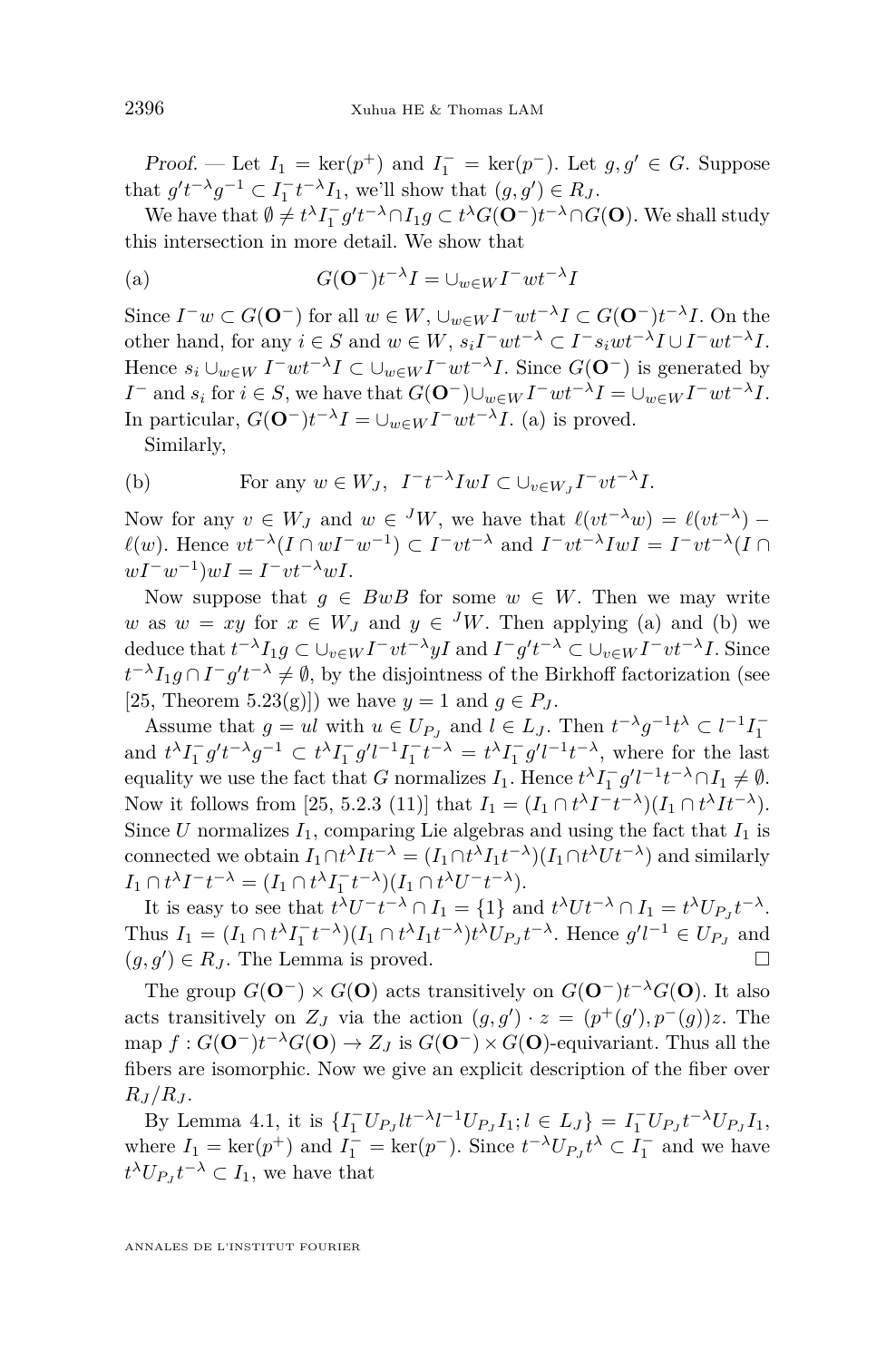*Proof.* — Let $I_1 = \ker(p^+)$ and $I_1^- = \ker(p^-)$. Let $g, g' \in G$. Suppose that $g' t^{-\lambda} g^{-1} \subset I_1^- t^{-\lambda} I_1$, we'll show that $(g, g') \in R_J$.

We have that $\emptyset \neq t^\lambda I_1^- g' t^{-\lambda} \cap I_1 g \subset t^\lambda G(\mathbf{O}^-) t^{-\lambda} \cap G(\mathbf{O})$. We shall study this intersection in more detail. We show that

$$\text{(a)} \qquad G(\mathbf{O}^-) t^{-\lambda} I = \cup_{w \in W} I^- w t^{-\lambda} I$$

Since $I^- w \subset G(\mathbf{O}^-)$ for all $w \in W$, $\cup_{w \in W} I^- w t^{-\lambda} I \subset G(\mathbf{O}^-) t^{-\lambda} I$. On the other hand, for any $i \in S$ and $w \in W$, $s_i I^- w t^{-\lambda} \subset I^- s_i w t^{-\lambda} I \cup I^- w t^{-\lambda} I$. Hence $s_i \cup_{w \in W} I^- w t^{-\lambda} I \subset \cup_{w \in W} I^- w t^{-\lambda} I$. Since $G(\mathbf{O}^-)$ is generated by $I^-$ and $s_i$ for $i \in S$, we have that $G(\mathbf{O}^-) \cup_{w \in W} I^- w t^{-\lambda} I = \cup_{w \in W} I^- w t^{-\lambda} I$. In particular, $G(\mathbf{O}^-) t^{-\lambda} I = \cup_{w \in W} I^- w t^{-\lambda} I$. (a) is proved.

Similarly,

$$\text{(b)} \qquad \text{For any } w \in W_J, \ I^- t^{-\lambda} I w I \subset \cup_{v \in W_J} I^- v t^{-\lambda} I.$$

Now for any $v \in W_J$ and $w \in {}^J W$, we have that $\ell(v t^{-\lambda} w) = \ell(v t^{-\lambda}) - \ell(w)$. Hence $v t^{-\lambda} (I \cap w I^- w^{-1}) \subset I^- v t^{-\lambda}$ and $I^- v t^{-\lambda} I w I = I^- v t^{-\lambda} (I \cap w I^- w^{-1}) w I = I^- v t^{-\lambda} w I$.

Now suppose that $g \in BwB$ for some $w \in W$. Then we may write $w$ as $w = xy$ for $x \in W_J$ and $y \in {}^J W$. Then applying (a) and (b) we deduce that $t^{-\lambda} I_1 g \subset \cup_{v \in W} I^- v t^{-\lambda} y I$ and $I^- g' t^{-\lambda} \subset \cup_{v \in W} I^- v t^{-\lambda} I$. Since $t^{-\lambda} I_1 g \cap I^- g' t^{-\lambda} \neq \emptyset$, by the disjointness of the Birkhoff factorization (see [25, Theorem 5.23(g)]) we have $y = 1$ and $g \in P_J$.

Assume that $g = ul$ with $u \in U_{P_J}$ and $l \in L_J$. Then $t^{-\lambda} g^{-1} t^\lambda \subset l^{-1} I_1^-$ and $t^\lambda I_1^- g' t^{-\lambda} g^{-1} \subset t^\lambda I_1^- g' l^{-1} I_1^- t^{-\lambda} = t^\lambda I_1^- g' l^{-1} t^{-\lambda}$, where for the last equality we use the fact that $G$ normalizes $I_1$. Hence $t^\lambda I_1^- g' l^{-1} t^{-\lambda} \cap I_1 \neq \emptyset$. Now it follows from [25, 5.2.3 (11)] that $I_1 = (I_1 \cap t^\lambda I^- t^{-\lambda})(I_1 \cap t^\lambda I t^{-\lambda})$. Since $U$ normalizes $I_1$, comparing Lie algebras and using the fact that $I_1$ is connected we obtain $I_1 \cap t^\lambda I t^{-\lambda} = (I_1 \cap t^\lambda I_1 t^{-\lambda})(I_1 \cap t^\lambda U t^{-\lambda})$ and similarly $I_1 \cap t^\lambda I^- t^{-\lambda} = (I_1 \cap t^\lambda I_1^- t^{-\lambda})(I_1 \cap t^\lambda U^- t^{-\lambda})$.

It is easy to see that $t^\lambda U^- t^{-\lambda} \cap I_1 = \{1\}$ and $t^\lambda U t^{-\lambda} \cap I_1 = t^\lambda U_{P_J} t^{-\lambda}$. Thus $I_1 = (I_1 \cap t^\lambda I_1^- t^{-\lambda})(I_1 \cap t^\lambda I_1 t^{-\lambda}) t^\lambda U_{P_J} t^{-\lambda}$. Hence $g' l^{-1} \in U_{P_J}$ and $(g, g') \in R_J$. The Lemma is proved. $\square$

The group $G(\mathbf{O}^-) \times G(\mathbf{O})$ acts transitively on $G(\mathbf{O}^-) t^{-\lambda} G(\mathbf{O})$. It also acts transitively on $Z_J$ via the action $(g, g') \cdot z = (p^+(g'), p^-(g)) z$. The map $f : G(\mathbf{O}^-) t^{-\lambda} G(\mathbf{O}) \to Z_J$ is $G(\mathbf{O}^-) \times G(\mathbf{O})$-equivariant. Thus all the fibers are isomorphic. Now we give an explicit description of the fiber over $R_J / R_J$.

By Lemma 4.1, it is $\{I_1^- U_{P_J} l t^{-\lambda} l^{-1} U_{P_J} I_1 ; l \in L_J\} = I_1^- U_{P_J} t^{-\lambda} U_{P_J} I_1$, where $I_1 = \ker(p^+)$ and $I_1^- = \ker(p^-)$. Since $t^{-\lambda} U_{P_J} t^\lambda \subset I_1^-$ and we have $t^\lambda U_{P_J} t^{-\lambda} \subset I_1$, we have that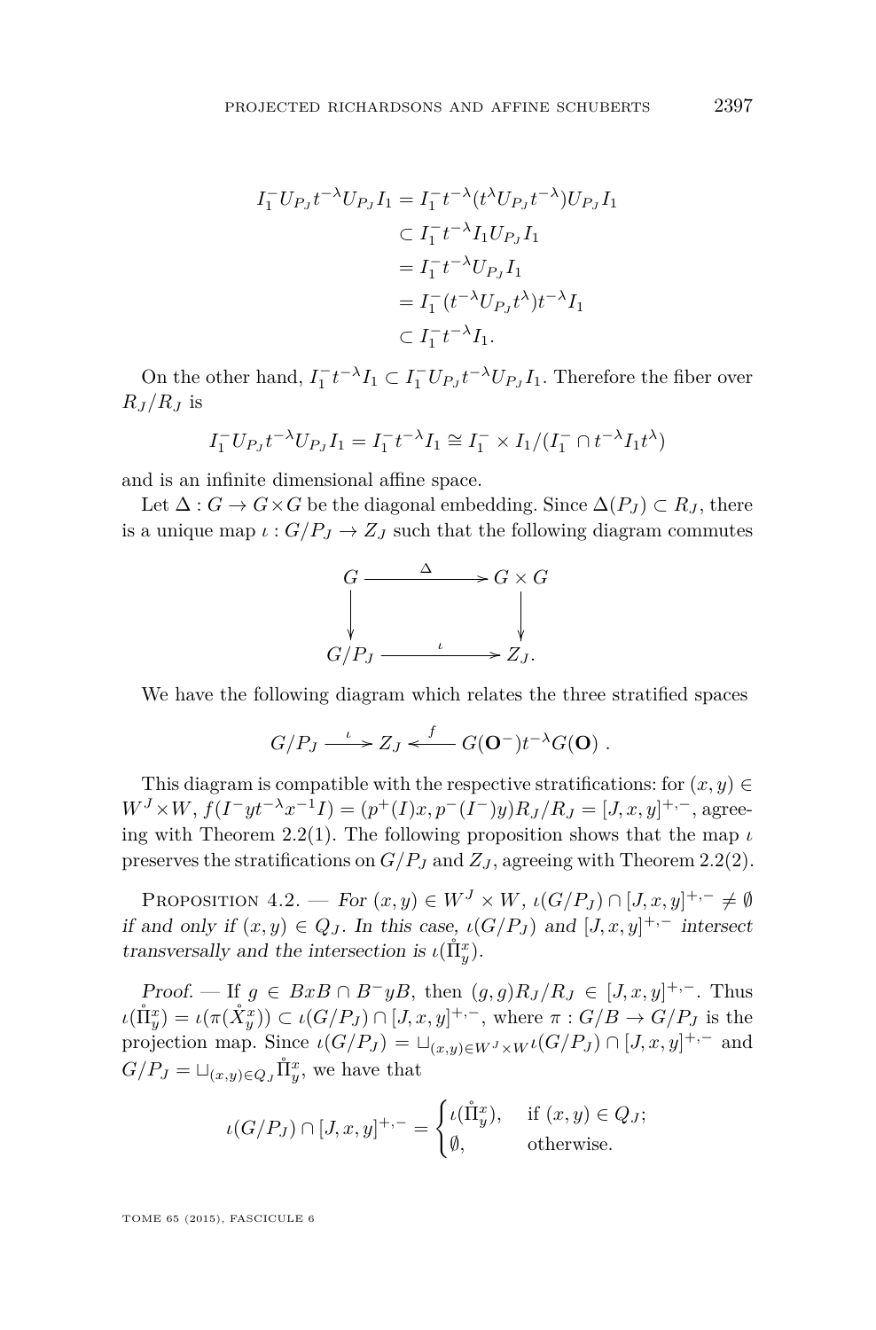$$
\begin{aligned}
I_1^- U_{P_J} t^{-\lambda} U_{P_J} I_1 &= I_1^- t^{-\lambda} (t^{\lambda} U_{P_J} t^{-\lambda}) U_{P_J} I_1 \\
&\subset I_1^- t^{-\lambda} I_1 U_{P_J} I_1 \\
&= I_1^- t^{-\lambda} U_{P_J} I_1 \\
&= I_1^- (t^{-\lambda} U_{P_J} t^{\lambda}) t^{-\lambda} I_1 \\
&\subset I_1^- t^{-\lambda} I_1.
\end{aligned}
$$

On the other hand, $I_1^- t^{-\lambda} I_1 \subset I_1^- U_{P_J} t^{-\lambda} U_{P_J} I_1$. Therefore the fiber over $R_J/R_J$ is

$$
I_1^- U_{P_J} t^{-\lambda} U_{P_J} I_1 = I_1^- t^{-\lambda} I_1 \cong I_1^- \times I_1/(I_1^- \cap t^{-\lambda} I_1 t^{\lambda})
$$

and is an infinite dimensional affine space.

Let $\Delta : G \to G \times G$ be the diagonal embedding. Since $\Delta(P_J) \subset R_J$, there is a unique map $\iota : G/P_J \to Z_J$ such that the following diagram commutes

$$
\begin{array}{ccc}
G & \xrightarrow{\ \Delta\ } & G \times G \\
\big\downarrow & & \big\downarrow \\
G/P_J & \xrightarrow{\ \iota\ } & Z_J.
\end{array}
$$

We have the following diagram which relates the three stratified spaces

$$
G/P_J \xrightarrow{\ \iota\ } Z_J \xleftarrow{\ f\ } G(\mathbf{O}^-) t^{-\lambda} G(\mathbf{O}) .
$$

This diagram is compatible with the respective stratifications: for $(x, y) \in W^J \times W$, $f(I^- y t^{-\lambda} x^{-1} I) = (p^+(I)x, p^-(I^-)y)R_J/R_J = [J, x, y]^{+,-}$, agreeing with Theorem 2.2(1). The following proposition shows that the map $\iota$ preserves the stratifications on $G/P_J$ and $Z_J$, agreeing with Theorem 2.2(2).

Proposition 4.2. — *For $(x, y) \in W^J \times W$, $\iota(G/P_J) \cap [J, x, y]^{+,-} \neq \emptyset$ if and only if $(x, y) \in Q_J$. In this case, $\iota(G/P_J)$ and $[J, x, y]^{+,-}$ intersect transversally and the intersection is $\iota(\mathring{\Pi}_y^x)$.*

*Proof.* — If $g \in BxB \cap B^- yB$, then $(g, g)R_J/R_J \in [J, x, y]^{+,-}$. Thus $\iota(\mathring{\Pi}_y^x) = \iota(\pi(\mathring{X}_y^x)) \subset \iota(G/P_J) \cap [J, x, y]^{+,-}$, where $\pi : G/B \to G/P_J$ is the projection map. Since $\iota(G/P_J) = \sqcup_{(x,y) \in W^J \times W} \iota(G/P_J) \cap [J, x, y]^{+,-}$ and $G/P_J = \sqcup_{(x,y) \in Q_J} \mathring{\Pi}_y^x$, we have that

$$
\iota(G/P_J) \cap [J, x, y]^{+,-} = \begin{cases} \iota(\mathring{\Pi}_y^x), & \text{if } (x, y) \in Q_J; \\ \emptyset, & \text{otherwise.} \end{cases}
$$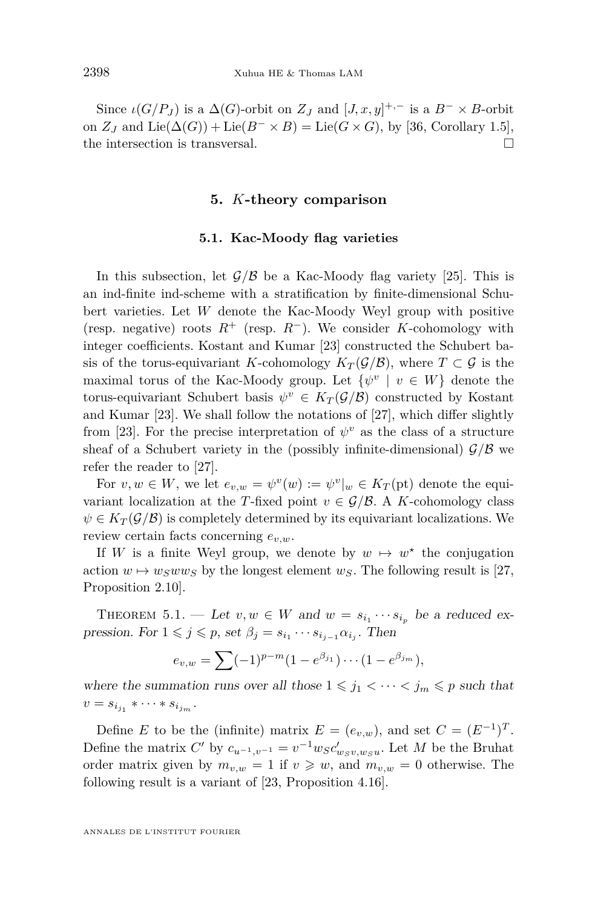Since $\iota(G/P_J)$ is a $\Delta(G)$-orbit on $Z_J$ and $[J, x, y]^{+,-}$ is a $B^- \times B$-orbit on $Z_J$ and $\mathrm{Lie}(\Delta(G)) + \mathrm{Lie}(B^- \times B) = \mathrm{Lie}(G \times G)$, by [36, Corollary 1.5], the intersection is transversal. □

## 5. $K$-theory comparison

### 5.1. Kac-Moody flag varieties

In this subsection, let $\mathcal{G}/\mathcal{B}$ be a Kac-Moody flag variety [25]. This is an ind-finite ind-scheme with a stratification by finite-dimensional Schubert varieties. Let $W$ denote the Kac-Moody Weyl group with positive (resp. negative) roots $R^+$ (resp. $R^-$). We consider $K$-cohomology with integer coefficients. Kostant and Kumar [23] constructed the Schubert basis of the torus-equivariant $K$-cohomology $K_T(\mathcal{G}/\mathcal{B})$, where $T \subset \mathcal{G}$ is the maximal torus of the Kac-Moody group. Let $\{\psi^v \mid v \in W\}$ denote the torus-equivariant Schubert basis $\psi^v \in K_T(\mathcal{G}/\mathcal{B})$ constructed by Kostant and Kumar [23]. We shall follow the notations of [27], which differ slightly from [23]. For the precise interpretation of $\psi^v$ as the class of a structure sheaf of a Schubert variety in the (possibly infinite-dimensional) $\mathcal{G}/\mathcal{B}$ we refer the reader to [27].

For $v, w \in W$, we let $e_{v,w} = \psi^v(w) := \psi^v|_w \in K_T(\mathrm{pt})$ denote the equivariant localization at the $T$-fixed point $v \in \mathcal{G}/\mathcal{B}$. A $K$-cohomology class $\psi \in K_T(\mathcal{G}/\mathcal{B})$ is completely determined by its equivariant localizations. We review certain facts concerning $e_{v,w}$.

If $W$ is a finite Weyl group, we denote by $w \mapsto w^\star$ the conjugation action $w \mapsto w_S w w_S$ by the longest element $w_S$. The following result is [27, Proposition 2.10].

Theorem 5.1. — *Let $v, w \in W$ and $w = s_{i_1} \cdots s_{i_p}$ be a reduced expression. For $1 \leqslant j \leqslant p$, set $\beta_j = s_{i_1} \cdots s_{i_{j-1}} \alpha_{i_j}$. Then*

$$e_{v,w} = \sum (-1)^{p-m} (1 - e^{\beta_{j_1}}) \cdots (1 - e^{\beta_{j_m}}),$$

*where the summation runs over all those $1 \leqslant j_1 < \cdots < j_m \leqslant p$ such that $v = s_{i_{j_1}} * \cdots * s_{i_{j_m}}$.*

Define $E$ to be the (infinite) matrix $E = (e_{v,w})$, and set $C = (E^{-1})^T$. Define the matrix $C'$ by $c_{u^{-1},v^{-1}} = v^{-1} w_S c'_{w_S v, w_S u}$. Let $M$ be the Bruhat order matrix given by $m_{v,w} = 1$ if $v \geqslant w$, and $m_{v,w} = 0$ otherwise. The following result is a variant of [23, Proposition 4.16].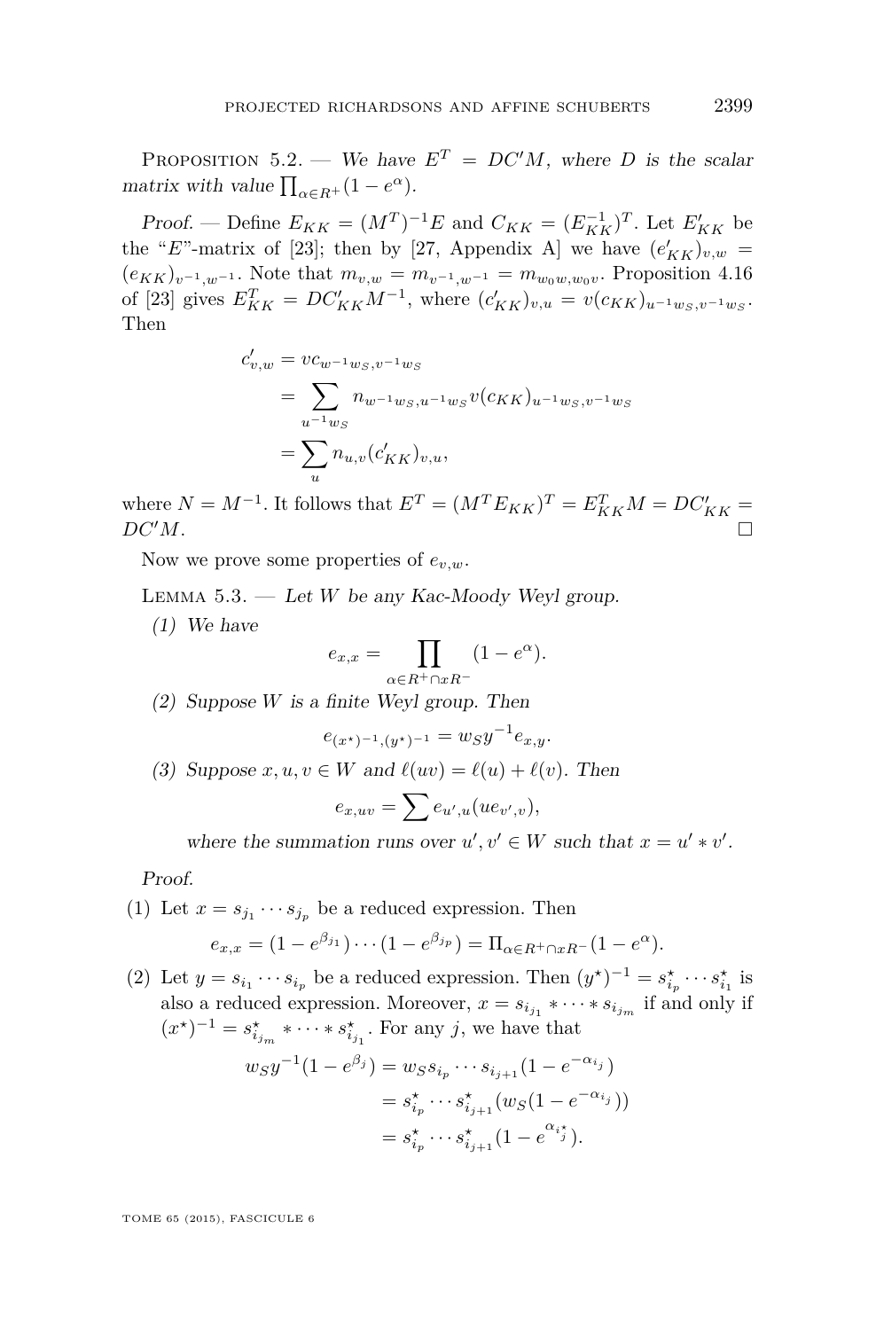Proposition 5.2. — *We have $E^T = DC'M$, where $D$ is the scalar matrix with value $\prod_{\alpha \in R^+}(1 - e^\alpha)$.*

*Proof.* — Define $E_{KK} = (M^T)^{-1}E$ and $C_{KK} = (E_{KK}^{-1})^T$. Let $E'_{KK}$ be the "$E$"-matrix of [23]; then by [27, Appendix A] we have $(e'_{KK})_{v,w} = (e_{KK})_{v^{-1},w^{-1}}$. Note that $m_{v,w} = m_{v^{-1},w^{-1}} = m_{w_0 w, w_0 v}$. Proposition 4.16 of [23] gives $E_{KK}^T = DC'_{KK}M^{-1}$, where $(c'_{KK})_{v,u} = v(c_{KK})_{u^{-1}w_S, v^{-1}w_S}$. Then

$$\begin{aligned}
c'_{v,w} &= vc_{w^{-1}w_S, v^{-1}w_S} \\
&= \sum_{u^{-1}w_S} n_{w^{-1}w_S, u^{-1}w_S} v(c_{KK})_{u^{-1}w_S, v^{-1}w_S} \\
&= \sum_{u} n_{u,v}(c'_{KK})_{v,u},
\end{aligned}$$

where $N = M^{-1}$. It follows that $E^T = (M^T E_{KK})^T = E_{KK}^T M = DC'_{KK} = DC'M$. $\square$

Now we prove some properties of $e_{v,w}$.

Lemma 5.3. — *Let $W$ be any Kac-Moody Weyl group.*

(1) *We have*

$$e_{x,x} = \prod_{\alpha \in R^+ \cap xR^-} (1 - e^\alpha).$$

(2) *Suppose $W$ is a finite Weyl group. Then*

$$e_{(x^\star)^{-1},(y^\star)^{-1}} = w_S y^{-1} e_{x,y}.$$

(3) *Suppose $x, u, v \in W$ and $\ell(uv) = \ell(u) + \ell(v)$. Then*

$$e_{x,uv} = \sum e_{u',u}(ue_{v',v}),$$

*where the summation runs over $u', v' \in W$ such that $x = u' * v'$.*

*Proof.*

(1) Let $x = s_{j_1} \cdots s_{j_p}$ be a reduced expression. Then

$$e_{x,x} = (1 - e^{\beta_{j_1}}) \cdots (1 - e^{\beta_{j_p}}) = \Pi_{\alpha \in R^+ \cap xR^-}(1 - e^\alpha).$$

(2) Let $y = s_{i_1} \cdots s_{i_p}$ be a reduced expression. Then $(y^\star)^{-1} = s_{i_p}^\star \cdots s_{i_1}^\star$ is also a reduced expression. Moreover, $x = s_{i_{j_1}} * \cdots * s_{i_{j_m}}$ if and only if $(x^\star)^{-1} = s_{i_{j_m}}^\star * \cdots * s_{i_{j_1}}^\star$. For any $j$, we have that

$$\begin{aligned}
w_S y^{-1}(1 - e^{\beta_j}) &= w_S s_{i_p} \cdots s_{i_{j+1}}(1 - e^{-\alpha_{i_j}}) \\
&= s_{i_p}^\star \cdots s_{i_{j+1}}^\star (w_S(1 - e^{-\alpha_{i_j}})) \\
&= s_{i_p}^\star \cdots s_{i_{j+1}}^\star (1 - e^{\alpha_{i_j^\star}}).
\end{aligned}$$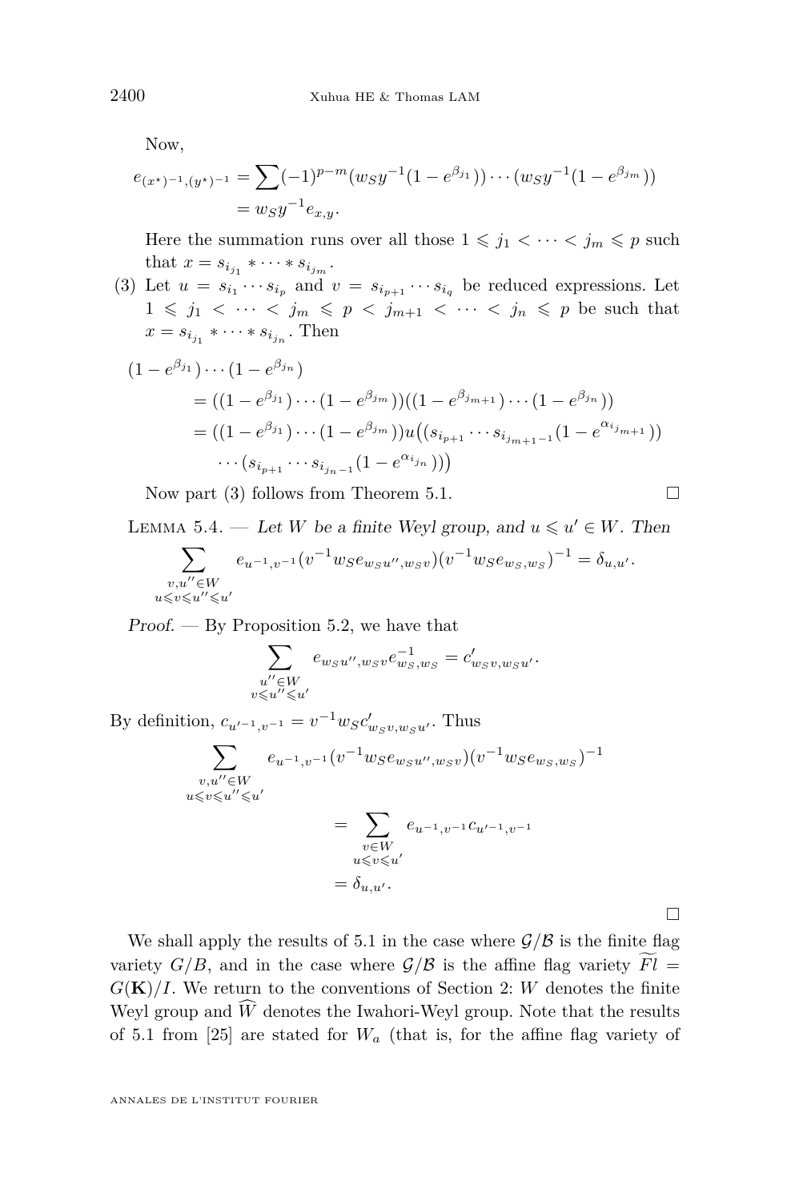Now,

$$e_{(x^\star)^{-1},(y^\star)^{-1}} = \sum (-1)^{p-m}(w_S y^{-1}(1-e^{\beta_{j_1}}))\cdots(w_S y^{-1}(1-e^{\beta_{j_m}}))$$
$$= w_S y^{-1} e_{x,y}.$$

Here the summation runs over all those $1 \leqslant j_1 < \cdots < j_m \leqslant p$ such that $x = s_{i_{j_1}} * \cdots * s_{i_{j_m}}$.

(3) Let $u = s_{i_1} \cdots s_{i_p}$ and $v = s_{i_{p+1}} \cdots s_{i_q}$ be reduced expressions. Let $1 \leqslant j_1 < \cdots < j_m \leqslant p < j_{m+1} < \cdots < j_n \leqslant p$ be such that $x = s_{i_{j_1}} * \cdots * s_{i_{j_n}}$. Then

$$(1-e^{\beta_{j_1}})\cdots(1-e^{\beta_{j_n}})$$
$$= ((1-e^{\beta_{j_1}})\cdots(1-e^{\beta_{j_m}}))((1-e^{\beta_{j_{m+1}}})\cdots(1-e^{\beta_{j_n}}))$$
$$= ((1-e^{\beta_{j_1}})\cdots(1-e^{\beta_{j_m}}))u\big((s_{i_{p+1}}\cdots s_{i_{j_{m+1}-1}}(1-e^{\alpha_{i_{j_{m+1}}}}))$$
$$\cdots(s_{i_{p+1}}\cdots s_{i_{j_n-1}}(1-e^{\alpha_{i_{j_n}}}))\big)$$

Now part (3) follows from Theorem 5.1. □

Lemma 5.4. — *Let $W$ be a finite Weyl group, and $u \leqslant u' \in W$. Then*

$$\sum_{\substack{v,u''\in W \\ u\leqslant v\leqslant u''\leqslant u'}} e_{u^{-1},v^{-1}}(v^{-1}w_S e_{w_S u'',w_S v})(v^{-1}w_S e_{w_S,w_S})^{-1} = \delta_{u,u'}.$$

*Proof.* — By Proposition 5.2, we have that

$$\sum_{\substack{u''\in W \\ v\leqslant u''\leqslant u'}} e_{w_S u'',w_S v} e^{-1}_{w_S,w_S} = c'_{w_S v,w_S u'}.$$

By definition, $c_{u'^{-1},v^{-1}} = v^{-1}w_S c'_{w_S v,w_S u'}$. Thus

$$\sum_{\substack{v,u''\in W \\ u\leqslant v\leqslant u''\leqslant u'}} e_{u^{-1},v^{-1}}(v^{-1}w_S e_{w_S u'',w_S v})(v^{-1}w_S e_{w_S,w_S})^{-1}$$
$$= \sum_{\substack{v\in W \\ u\leqslant v\leqslant u'}} e_{u^{-1},v^{-1}} c_{u'^{-1},v^{-1}}$$
$$= \delta_{u,u'}.$$

□

We shall apply the results of 5.1 in the case where $\mathcal{G}/\mathcal{B}$ is the finite flag variety $G/B$, and in the case where $\mathcal{G}/\mathcal{B}$ is the affine flag variety $\widetilde{Fl} = G(\mathbf{K})/I$. We return to the conventions of Section 2: $W$ denotes the finite Weyl group and $\widehat{W}$ denotes the Iwahori-Weyl group. Note that the results of 5.1 from [25] are stated for $W_a$ (that is, for the affine flag variety of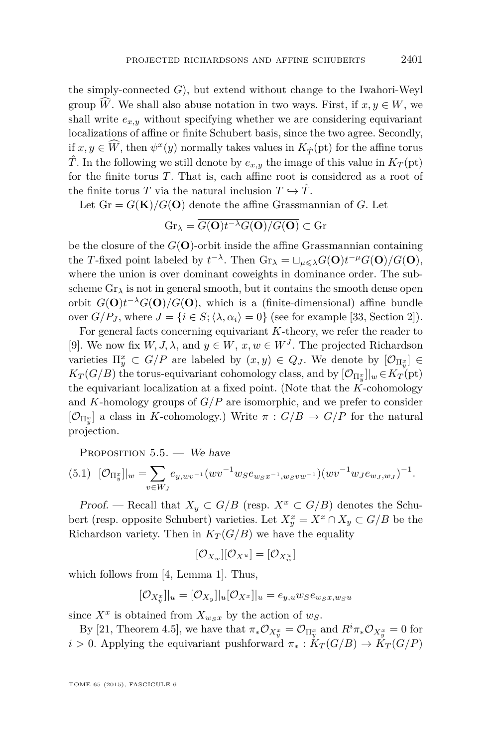the simply-connected $G$), but extend without change to the Iwahori-Weyl group $\widehat{W}$. We shall also abuse notation in two ways. First, if $x, y \in W$, we shall write $e_{x,y}$ without specifying whether we are considering equivariant localizations of affine or finite Schubert basis, since the two agree. Secondly, if $x, y \in \widehat{W}$, then $\psi^x(y)$ normally takes values in $K_{\hat{T}}(\mathrm{pt})$ for the affine torus $\hat{T}$. In the following we still denote by $e_{x,y}$ the image of this value in $K_T(\mathrm{pt})$ for the finite torus $T$. That is, each affine root is considered as a root of the finite torus $T$ via the natural inclusion $T \hookrightarrow \hat{T}$.

Let $\mathrm{Gr} = G(\mathbf{K})/G(\mathbf{O})$ denote the affine Grassmannian of $G$. Let

$$\mathrm{Gr}_\lambda = \overline{G(\mathbf{O})t^{-\lambda}G(\mathbf{O})/G(\mathbf{O})} \subset \mathrm{Gr}$$

be the closure of the $G(\mathbf{O})$-orbit inside the affine Grassmannian containing the $T$-fixed point labeled by $t^{-\lambda}$. Then $\mathrm{Gr}_\lambda = \sqcup_{\mu \leqslant \lambda} G(\mathbf{O})t^{-\mu}G(\mathbf{O})/G(\mathbf{O})$, where the union is over dominant coweights in dominance order. The subscheme $\mathrm{Gr}_\lambda$ is not in general smooth, but it contains the smooth dense open orbit $G(\mathbf{O})t^{-\lambda}G(\mathbf{O})/G(\mathbf{O})$, which is a (finite-dimensional) affine bundle over $G/P_J$, where $J = \{i \in S; \langle \lambda, \alpha_i \rangle = 0\}$ (see for example [33, Section 2]).

For general facts concerning equivariant $K$-theory, we refer the reader to [9]. We now fix $W, J, \lambda$, and $y \in W$, $x, w \in W^J$. The projected Richardson varieties $\Pi_y^x \subset G/P$ are labeled by $(x, y) \in Q_J$. We denote by $[\mathcal{O}_{\Pi_y^x}] \in K_T(G/B)$ the torus-equivariant cohomology class, and by $[\mathcal{O}_{\Pi_y^x}]|_w \in K_T(\mathrm{pt})$ the equivariant localization at a fixed point. (Note that the $K$-cohomology and $K$-homology groups of $G/P$ are isomorphic, and we prefer to consider $[\mathcal{O}_{\Pi_y^x}]$ a class in $K$-cohomology.) Write $\pi : G/B \to G/P$ for the natural projection.

Proposition 5.5. — *We have*

$$[\mathcal{O}_{\Pi_y^x}]|_w = \sum_{v \in W_J} e_{y, wv^{-1}} (wv^{-1} w_S e_{w_S x^{-1}, w_S v w^{-1}}) (wv^{-1} w_J e_{w_J, w_J})^{-1}. \tag{5.1}$$

*Proof.* — Recall that $X_y \subset G/B$ (resp. $X^x \subset G/B$) denotes the Schubert (resp. opposite Schubert) varieties. Let $X_y^x = X^x \cap X_y \subset G/B$ be the Richardson variety. Then in $K_T(G/B)$ we have the equality

$$[\mathcal{O}_{X_w}][\mathcal{O}_{X^u}] = [\mathcal{O}_{X_w^u}]$$

which follows from [4, Lemma 1]. Thus,

$$[\mathcal{O}_{X_y^x}]|_u = [\mathcal{O}_{X_y}]|_u [\mathcal{O}_{X^x}]|_u = e_{y,u} w_S e_{w_S x, w_S u}$$

since $X^x$ is obtained from $X_{w_S x}$ by the action of $w_S$.

By [21, Theorem 4.5], we have that $\pi_* \mathcal{O}_{X_y^x} = \mathcal{O}_{\Pi_y^x}$ and $R^i \pi_* \mathcal{O}_{X_y^x} = 0$ for $i > 0$. Applying the equivariant pushforward $\pi_* : K_T(G/B) \to K_T(G/P)$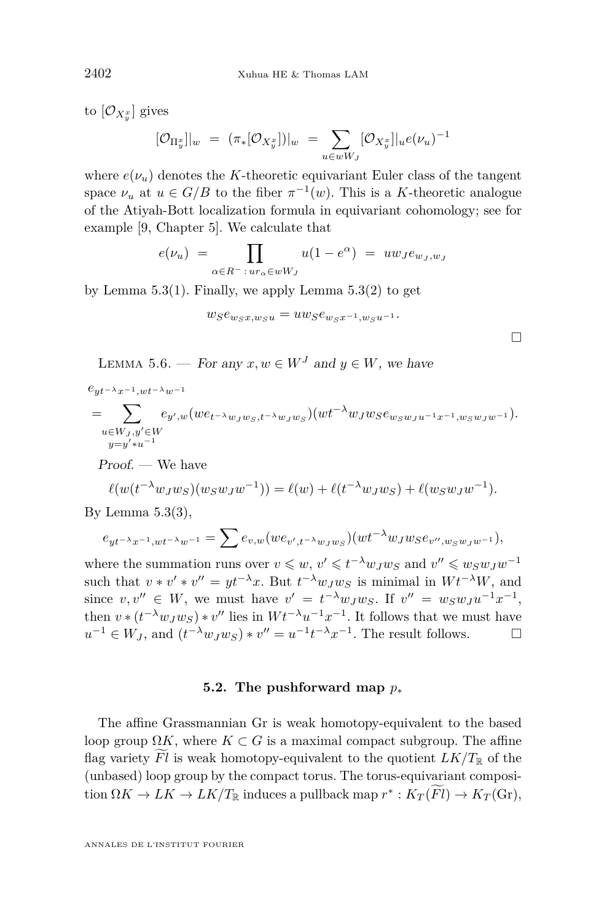to $[\mathcal{O}_{X_y^x}]$ gives

$$[\mathcal{O}_{\Pi_y^x}]|_w \;=\; (\pi_*[\mathcal{O}_{X_y^x}])|_w \;=\; \sum_{u \in wW_J} [\mathcal{O}_{X_y^x}]|_u e(\nu_u)^{-1}$$

where $e(\nu_u)$ denotes the $K$-theoretic equivariant Euler class of the tangent space $\nu_u$ at $u \in G/B$ to the fiber $\pi^{-1}(w)$. This is a $K$-theoretic analogue of the Atiyah-Bott localization formula in equivariant cohomology; see for example [9, Chapter 5]. We calculate that

$$e(\nu_u) \;=\; \prod_{\alpha \in R^- \,:\, ur_\alpha \in wW_J} u(1-e^{\alpha}) \;=\; uw_J e_{w_J, w_J}$$

by Lemma 5.3(1). Finally, we apply Lemma 5.3(2) to get

$$w_S e_{w_S x, w_S u} = u w_S e_{w_S x^{-1}, w_S u^{-1}}.$$

□

Lemma 5.6. — *For any $x, w \in W^J$ and $y \in W$, we have*

$$e_{yt^{-\lambda}x^{-1}, wt^{-\lambda}w^{-1}}$$
$$= \sum_{\substack{u \in W_J, y' \in W \\ y = y' * u^{-1}}} e_{y',w}(we_{t^{-\lambda}w_J w_S, t^{-\lambda}w_J w_S})(wt^{-\lambda}w_J w_S e_{w_S w_J u^{-1}x^{-1}, w_S w_J w^{-1}}).$$

*Proof.* — We have

$$\ell(w(t^{-\lambda}w_J w_S)(w_S w_J w^{-1})) = \ell(w) + \ell(t^{-\lambda}w_J w_S) + \ell(w_S w_J w^{-1}).$$

By Lemma 5.3(3),

$$e_{yt^{-\lambda}x^{-1}, wt^{-\lambda}w^{-1}} = \sum e_{v,w}(we_{v', t^{-\lambda}w_J w_S})(wt^{-\lambda}w_J w_S e_{v'', w_S w_J w^{-1}}),$$

where the summation runs over $v \leqslant w$, $v' \leqslant t^{-\lambda}w_J w_S$ and $v'' \leqslant w_S w_J w^{-1}$ such that $v * v' * v'' = yt^{-\lambda}x$. But $t^{-\lambda}w_J w_S$ is minimal in $Wt^{-\lambda}W$, and since $v, v'' \in W$, we must have $v' = t^{-\lambda}w_J w_S$. If $v'' = w_S w_J u^{-1} x^{-1}$, then $v * (t^{-\lambda}w_J w_S) * v''$ lies in $Wt^{-\lambda}u^{-1}x^{-1}$. It follows that we must have $u^{-1} \in W_J$, and $(t^{-\lambda}w_J w_S) * v'' = u^{-1}t^{-\lambda}x^{-1}$. The result follows. □

### 5.2. The pushforward map $p_*$

The affine Grassmannian Gr is weak homotopy-equivalent to the based loop group $\Omega K$, where $K \subset G$ is a maximal compact subgroup. The affine flag variety $\widetilde{Fl}$ is weak homotopy-equivalent to the quotient $LK/T_{\mathbb{R}}$ of the (unbased) loop group by the compact torus. The torus-equivariant composition $\Omega K \to LK \to LK/T_{\mathbb{R}}$ induces a pullback map $r^* : K_T(\widetilde{Fl}) \to K_T(\mathrm{Gr})$,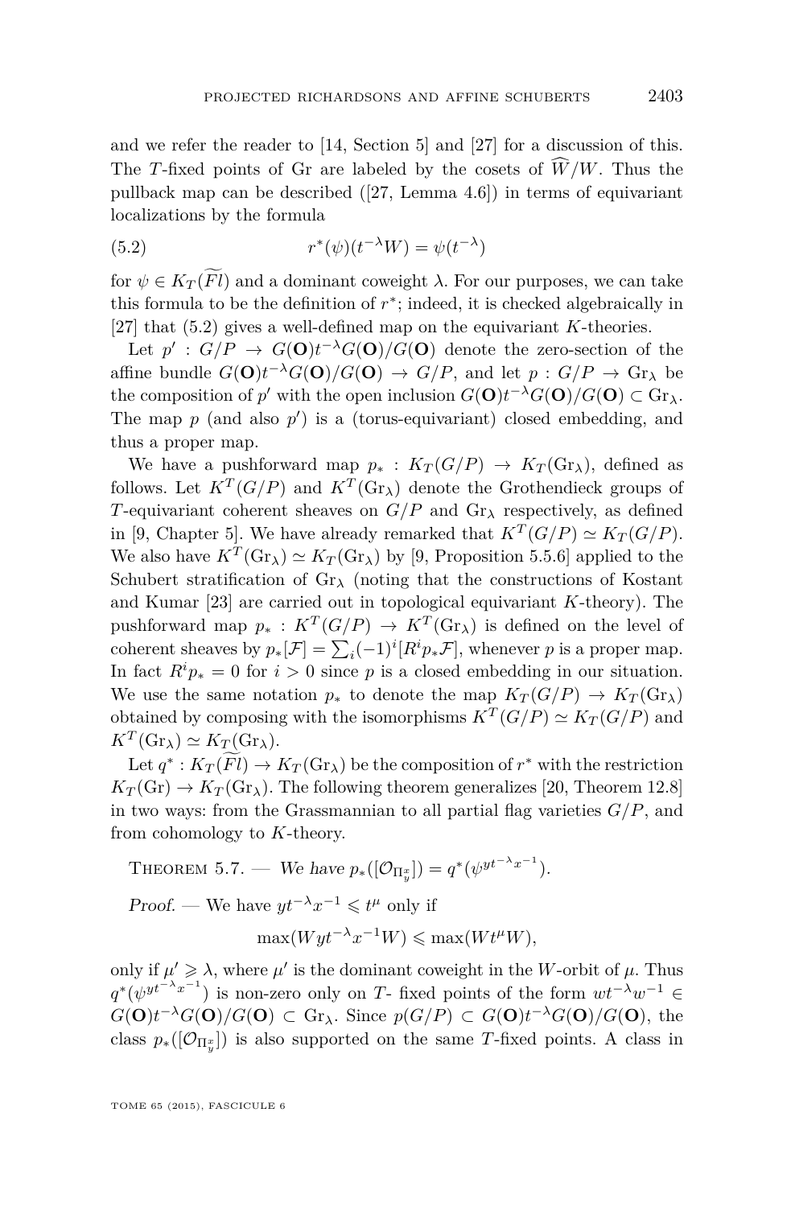and we refer the reader to [14, Section 5] and [27] for a discussion of this. The $T$-fixed points of Gr are labeled by the cosets of $\widehat{W}/W$. Thus the pullback map can be described ([27, Lemma 4.6]) in terms of equivariant localizations by the formula

$$r^*(\psi)(t^{-\lambda}W) = \psi(t^{-\lambda}) \tag{5.2}$$

for $\psi \in K_T(\widetilde{Fl})$ and a dominant coweight $\lambda$. For our purposes, we can take this formula to be the definition of $r^*$; indeed, it is checked algebraically in [27] that (5.2) gives a well-defined map on the equivariant $K$-theories.

Let $p' : G/P \to G(\mathbf{O})t^{-\lambda}G(\mathbf{O})/G(\mathbf{O})$ denote the zero-section of the affine bundle $G(\mathbf{O})t^{-\lambda}G(\mathbf{O})/G(\mathbf{O}) \to G/P$, and let $p : G/P \to \mathrm{Gr}_\lambda$ be the composition of $p'$ with the open inclusion $G(\mathbf{O})t^{-\lambda}G(\mathbf{O})/G(\mathbf{O}) \subset \mathrm{Gr}_\lambda$. The map $p$ (and also $p'$) is a (torus-equivariant) closed embedding, and thus a proper map.

We have a pushforward map $p_* : K_T(G/P) \to K_T(\mathrm{Gr}_\lambda)$, defined as follows. Let $K^T(G/P)$ and $K^T(\mathrm{Gr}_\lambda)$ denote the Grothendieck groups of $T$-equivariant coherent sheaves on $G/P$ and $\mathrm{Gr}_\lambda$ respectively, as defined in [9, Chapter 5]. We have already remarked that $K^T(G/P) \simeq K_T(G/P)$. We also have $K^T(\mathrm{Gr}_\lambda) \simeq K_T(\mathrm{Gr}_\lambda)$ by [9, Proposition 5.5.6] applied to the Schubert stratification of $\mathrm{Gr}_\lambda$ (noting that the constructions of Kostant and Kumar [23] are carried out in topological equivariant $K$-theory). The pushforward map $p_* : K^T(G/P) \to K^T(\mathrm{Gr}_\lambda)$ is defined on the level of coherent sheaves by $p_*[\mathcal{F}] = \sum_i (-1)^i [R^i p_* \mathcal{F}]$, whenever $p$ is a proper map. In fact $R^i p_* = 0$ for $i > 0$ since $p$ is a closed embedding in our situation. We use the same notation $p_*$ to denote the map $K_T(G/P) \to K_T(\mathrm{Gr}_\lambda)$ obtained by composing with the isomorphisms $K^T(G/P) \simeq K_T(G/P)$ and $K^T(\mathrm{Gr}_\lambda) \simeq K_T(\mathrm{Gr}_\lambda)$.

Let $q^* : K_T(\widetilde{Fl}) \to K_T(\mathrm{Gr}_\lambda)$ be the composition of $r^*$ with the restriction $K_T(\mathrm{Gr}) \to K_T(\mathrm{Gr}_\lambda)$. The following theorem generalizes [20, Theorem 12.8] in two ways: from the Grassmannian to all partial flag varieties $G/P$, and from cohomology to $K$-theory.

Theorem 5.7. — *We have* $p_*([\mathcal{O}_{\Pi_y^x}]) = q^*(\psi^{yt^{-\lambda}x^{-1}})$.

*Proof.* — We have $yt^{-\lambda}x^{-1} \leqslant t^\mu$ only if

$$\max(Wyt^{-\lambda}x^{-1}W) \leqslant \max(Wt^\mu W),$$

only if $\mu' \geqslant \lambda$, where $\mu'$ is the dominant coweight in the $W$-orbit of $\mu$. Thus $q^*(\psi^{yt^{-\lambda}x^{-1}})$ is non-zero only on $T$- fixed points of the form $wt^{-\lambda}w^{-1} \in G(\mathbf{O})t^{-\lambda}G(\mathbf{O})/G(\mathbf{O}) \subset \mathrm{Gr}_\lambda$. Since $p(G/P) \subset G(\mathbf{O})t^{-\lambda}G(\mathbf{O})/G(\mathbf{O})$, the class $p_*([\mathcal{O}_{\Pi_y^x}])$ is also supported on the same $T$-fixed points. A class in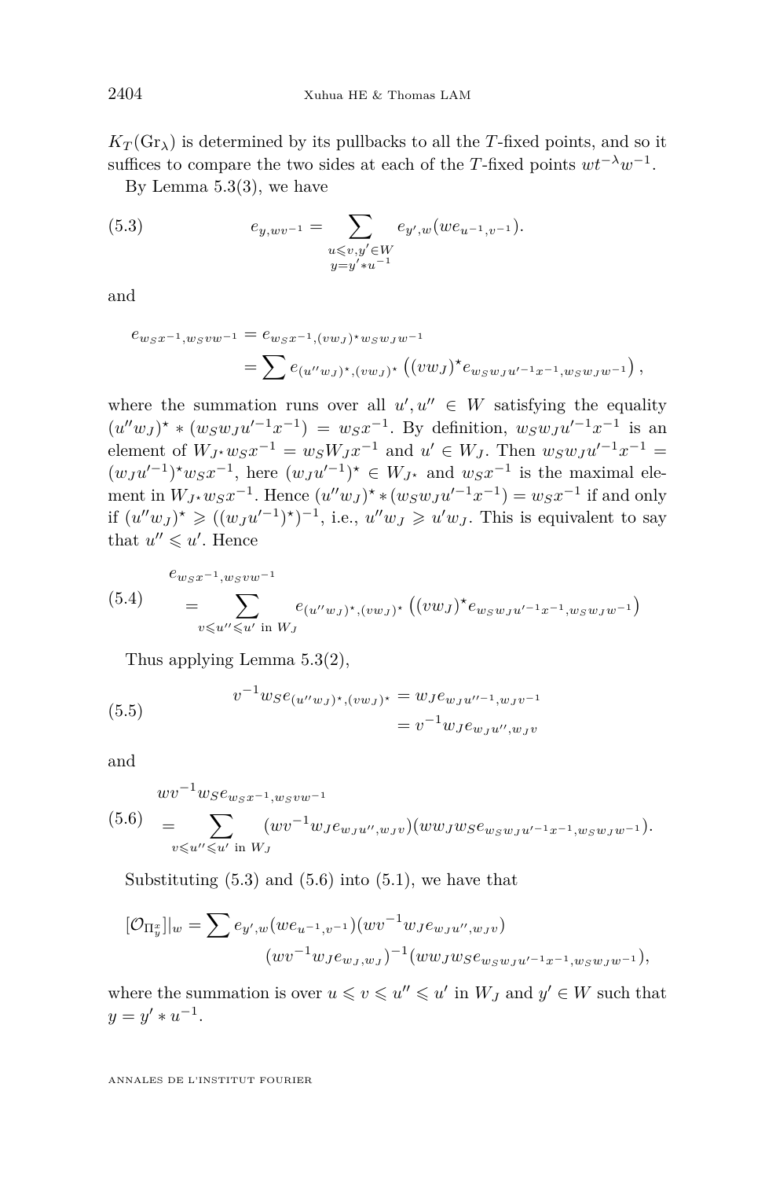$K_T(\mathrm{Gr}_\lambda)$ is determined by its pullbacks to all the $T$-fixed points, and so it suffices to compare the two sides at each of the $T$-fixed points $wt^{-\lambda}w^{-1}$.

By Lemma 5.3(3), we have

$$e_{y,wv^{-1}} = \sum_{\substack{u\leqslant v, y'\in W\\ y=y'*u^{-1}}} e_{y',w}(we_{u^{-1},v^{-1}}). \tag{5.3}$$

and

$$\begin{aligned} e_{w_Sx^{-1},w_Svw^{-1}} &= e_{w_Sx^{-1},(vw_J)^\star w_S w_J w^{-1}} \\ &= \sum e_{(u''w_J)^\star,(vw_J)^\star}\left((vw_J)^\star e_{w_Sw_Ju'^{-1}x^{-1},w_Sw_Jw^{-1}}\right), \end{aligned}$$

where the summation runs over all $u', u'' \in W$ satisfying the equality $(u''w_J)^\star * (w_Sw_Ju'^{-1}x^{-1}) = w_Sx^{-1}$. By definition, $w_Sw_Ju'^{-1}x^{-1}$ is an element of $W_{J^\star}w_Sx^{-1} = w_SW_Jx^{-1}$ and $u' \in W_J$. Then $w_Sw_Ju'^{-1}x^{-1} = (w_Ju'^{-1})^\star w_Sx^{-1}$, here $(w_Ju'^{-1})^\star \in W_{J^\star}$ and $w_Sx^{-1}$ is the maximal element in $W_{J^\star}w_Sx^{-1}$. Hence $(u''w_J)^\star * (w_Sw_Ju'^{-1}x^{-1}) = w_Sx^{-1}$ if and only if $(u''w_J)^\star \geqslant ((w_Ju'^{-1})^\star)^{-1}$, i.e., $u''w_J \geqslant u'w_J$. This is equivalent to say that $u'' \leqslant u'$. Hence

$$e_{w_Sx^{-1},w_Svw^{-1}} = \sum_{v\leqslant u''\leqslant u' \text{ in } W_J} e_{(u''w_J)^\star,(vw_J)^\star}\left((vw_J)^\star e_{w_Sw_Ju'^{-1}x^{-1},w_Sw_Jw^{-1}}\right) \tag{5.4}$$

Thus applying Lemma 5.3(2),

$$\begin{aligned} v^{-1}w_Se_{(u''w_J)^\star,(vw_J)^\star} &= w_Je_{w_Ju''^{-1},w_Jv^{-1}} \\ &= v^{-1}w_Je_{w_Ju'',w_Jv} \end{aligned} \tag{5.5}$$

and

$$wv^{-1}w_Se_{w_Sx^{-1},w_Svw^{-1}} = \sum_{v\leqslant u''\leqslant u' \text{ in } W_J}(wv^{-1}w_Je_{w_Ju'',w_Jv})(ww_Jw_Se_{w_Sw_Ju'^{-1}x^{-1},w_Sw_Jw^{-1}}). \tag{5.6}$$

Substituting (5.3) and (5.6) into (5.1), we have that

$$\begin{aligned} [\mathcal{O}_{\Pi_y^x}]|_w = \sum e_{y',w}(we_{u^{-1},v^{-1}})&(wv^{-1}w_Je_{w_Ju'',w_Jv}) \\ &(wv^{-1}w_Je_{w_J,w_J})^{-1}(ww_Jw_Se_{w_Sw_Ju'^{-1}x^{-1},w_Sw_Jw^{-1}}), \end{aligned}$$

where the summation is over $u \leqslant v \leqslant u'' \leqslant u'$ in $W_J$ and $y' \in W$ such that $y = y' * u^{-1}$.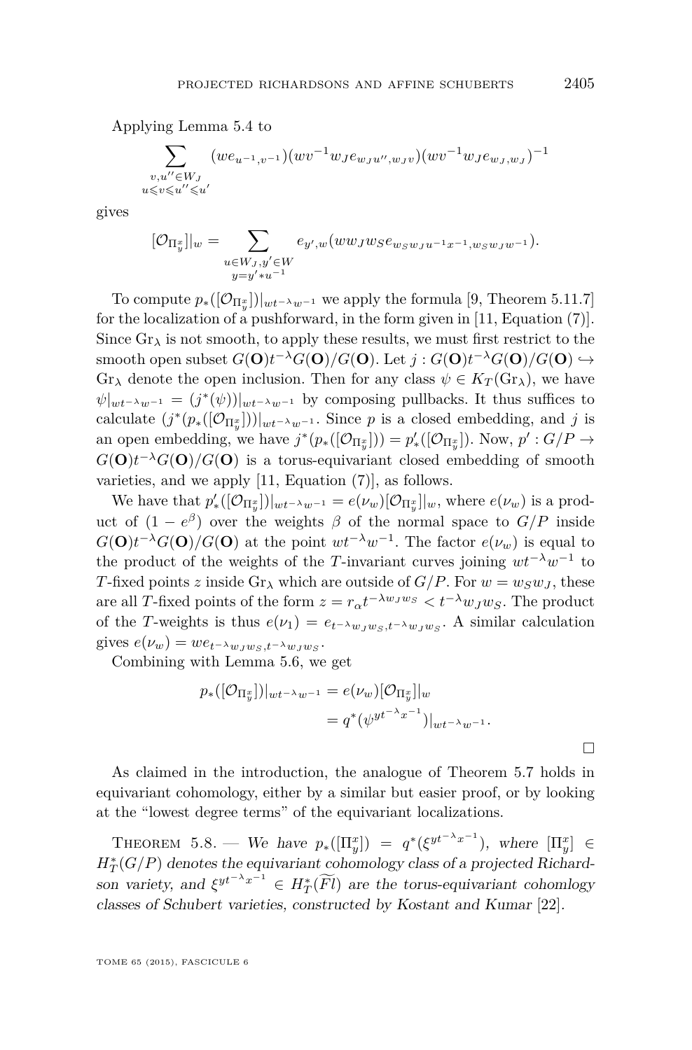Applying Lemma 5.4 to

$$\sum_{\substack{v,u''\in W_J\\ u\leqslant v\leqslant u''\leqslant u'}} (we_{u^{-1},v^{-1}})(wv^{-1}w_Je_{w_Ju'',w_Jv})(wv^{-1}w_Je_{w_J,w_J})^{-1}$$

gives

$$[\mathcal{O}_{\Pi_y^x}]|_w = \sum_{\substack{u\in W_J, y'\in W\\ y=y' * u^{-1}}} e_{y',w}(ww_Jw_Se_{w_Sw_Ju^{-1}x^{-1},w_Sw_Jw^{-1}}).$$

To compute $p_*([\mathcal{O}_{\Pi_y^x}])|_{wt^{-\lambda}w^{-1}}$ we apply the formula [9, Theorem 5.11.7] for the localization of a pushforward, in the form given in [11, Equation (7)]. Since $\mathrm{Gr}_\lambda$ is not smooth, to apply these results, we must first restrict to the smooth open subset $G(\mathbf{O})t^{-\lambda}G(\mathbf{O})/G(\mathbf{O})$. Let $j : G(\mathbf{O})t^{-\lambda}G(\mathbf{O})/G(\mathbf{O}) \hookrightarrow \mathrm{Gr}_\lambda$ denote the open inclusion. Then for any class $\psi \in K_T(\mathrm{Gr}_\lambda)$, we have $\psi|_{wt^{-\lambda}w^{-1}} = (j^*(\psi))|_{wt^{-\lambda}w^{-1}}$ by composing pullbacks. It thus suffices to calculate $(j^*(p_*([\mathcal{O}_{\Pi_y^x}]))|_{wt^{-\lambda}w^{-1}}$. Since $p$ is a closed embedding, and $j$ is an open embedding, we have $j^*(p_*([\mathcal{O}_{\Pi_y^x}])) = p'_*([\mathcal{O}_{\Pi_y^x}])$. Now, $p' : G/P \to G(\mathbf{O})t^{-\lambda}G(\mathbf{O})/G(\mathbf{O})$ is a torus-equivariant closed embedding of smooth varieties, and we apply [11, Equation (7)], as follows.

We have that $p'_*([\mathcal{O}_{\Pi_y^x}])|_{wt^{-\lambda}w^{-1}} = e(\nu_w)[\mathcal{O}_{\Pi_y^x}]|_w$, where $e(\nu_w)$ is a product of $(1 - e^\beta)$ over the weights $\beta$ of the normal space to $G/P$ inside $G(\mathbf{O})t^{-\lambda}G(\mathbf{O})/G(\mathbf{O})$ at the point $wt^{-\lambda}w^{-1}$. The factor $e(\nu_w)$ is equal to the product of the weights of the $T$-invariant curves joining $wt^{-\lambda}w^{-1}$ to $T$-fixed points $z$ inside $\mathrm{Gr}_\lambda$ which are outside of $G/P$. For $w = w_Sw_J$, these are all $T$-fixed points of the form $z = r_\alpha t^{-\lambda w_Jw_S} < t^{-\lambda}w_Jw_S$. The product of the $T$-weights is thus $e(\nu_1) = e_{t^{-\lambda}w_Jw_S,t^{-\lambda}w_Jw_S}$. A similar calculation gives $e(\nu_w) = we_{t^{-\lambda}w_Jw_S,t^{-\lambda}w_Jw_S}$.

Combining with Lemma 5.6, we get

$$\begin{aligned} p_*([\mathcal{O}_{\Pi_y^x}])|_{wt^{-\lambda}w^{-1}} &= e(\nu_w)[\mathcal{O}_{\Pi_y^x}]|_w \\ &= q^*(\psi^{yt^{-\lambda}x^{-1}})|_{wt^{-\lambda}w^{-1}}. \end{aligned}$$

□

As claimed in the introduction, the analogue of Theorem 5.7 holds in equivariant cohomology, either by a similar but easier proof, or by looking at the "lowest degree terms" of the equivariant localizations.

Theorem 5.8. — *We have $p_*([\Pi_y^x]) = q^*(\xi^{yt^{-\lambda}x^{-1}})$, where $[\Pi_y^x] \in H_T^*(G/P)$ denotes the equivariant cohomology class of a projected Richardson variety, and $\xi^{yt^{-\lambda}x^{-1}} \in H_T^*(\widetilde{Fl})$ are the torus-equivariant cohomlogy classes of Schubert varieties, constructed by Kostant and Kumar [22].*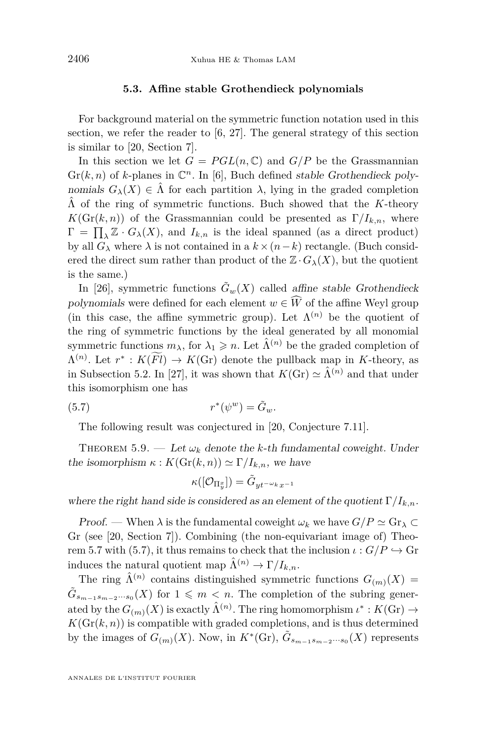### 5.3. Affine stable Grothendieck polynomials

For background material on the symmetric function notation used in this section, we refer the reader to [6, 27]. The general strategy of this section is similar to [20, Section 7].

In this section we let $G = PGL(n, \mathbb{C})$ and $G/P$ be the Grassmannian $\mathrm{Gr}(k, n)$ of $k$-planes in $\mathbb{C}^n$. In [6], Buch defined *stable Grothendieck polynomials* $G_\lambda(X) \in \hat{\Lambda}$ for each partition $\lambda$, lying in the graded completion $\hat{\Lambda}$ of the ring of symmetric functions. Buch showed that the $K$-theory $K(\mathrm{Gr}(k, n))$ of the Grassmannian could be presented as $\Gamma/I_{k,n}$, where $\Gamma = \prod_\lambda \mathbb{Z} \cdot G_\lambda(X)$, and $I_{k,n}$ is the ideal spanned (as a direct product) by all $G_\lambda$ where $\lambda$ is not contained in a $k \times (n-k)$ rectangle. (Buch considered the direct sum rather than product of the $\mathbb{Z} \cdot G_\lambda(X)$, but the quotient is the same.)

In [26], symmetric functions $\tilde{G}_w(X)$ called *affine stable Grothendieck polynomials* were defined for each element $w \in \widehat{W}$ of the affine Weyl group (in this case, the affine symmetric group). Let $\Lambda^{(n)}$ be the quotient of the ring of symmetric functions by the ideal generated by all monomial symmetric functions $m_\lambda$, for $\lambda_1 \geqslant n$. Let $\hat{\Lambda}^{(n)}$ be the graded completion of $\Lambda^{(n)}$. Let $r^* : K(\widetilde{Fl}) \to K(\mathrm{Gr})$ denote the pullback map in $K$-theory, as in Subsection 5.2. In [27], it was shown that $K(\mathrm{Gr}) \simeq \hat{\Lambda}^{(n)}$ and that under this isomorphism one has

$$r^*(\psi^w) = \tilde{G}_w. \tag{5.7}$$

The following result was conjectured in [20, Conjecture 7.11].

Theorem 5.9. — *Let $\omega_k$ denote the $k$-th fundamental coweight. Under the isomorphism $\kappa : K(\mathrm{Gr}(k, n)) \simeq \Gamma/I_{k,n}$, we have*

$$\kappa([\mathcal{O}_{\Pi_y^x}]) = \tilde{G}_{yt^{-\omega_k}x^{-1}}$$

*where the right hand side is considered as an element of the quotient $\Gamma/I_{k,n}$.*

*Proof.* — When $\lambda$ is the fundamental coweight $\omega_k$ we have $G/P \simeq \mathrm{Gr}_\lambda \subset \mathrm{Gr}$ (see [20, Section 7]). Combining (the non-equivariant image of) Theorem 5.7 with (5.7), it thus remains to check that the inclusion $\iota : G/P \hookrightarrow \mathrm{Gr}$ induces the natural quotient map $\hat{\Lambda}^{(n)} \to \Gamma/I_{k,n}$.

The ring $\hat{\Lambda}^{(n)}$ contains distinguished symmetric functions $G_{(m)}(X) = \tilde{G}_{s_{m-1}s_{m-2}\cdots s_0}(X)$ for $1 \leqslant m < n$. The completion of the subring generated by the $G_{(m)}(X)$ is exactly $\hat{\Lambda}^{(n)}$. The ring homomorphism $\iota^* : K(\mathrm{Gr}) \to K(\mathrm{Gr}(k, n))$ is compatible with graded completions, and is thus determined by the images of $G_{(m)}(X)$. Now, in $K^*(\mathrm{Gr})$, $\tilde{G}_{s_{m-1}s_{m-2}\cdots s_0}(X)$ represents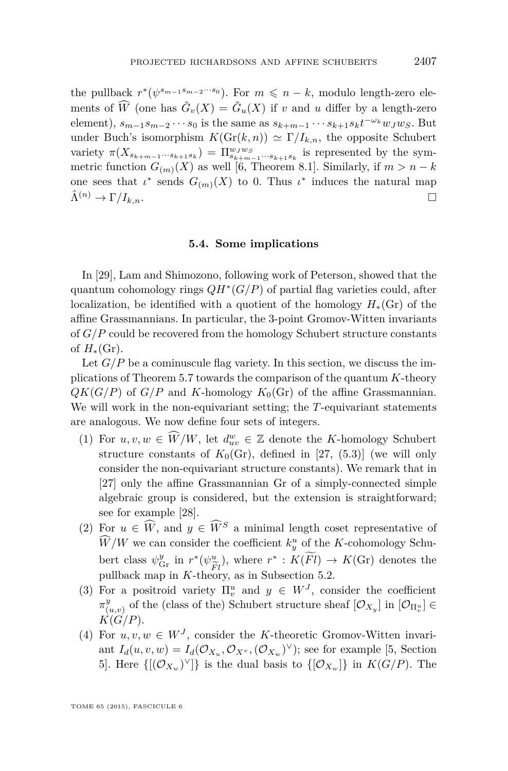the pullback $r^*(\psi^{s_{m-1}s_{m-2}\cdots s_0})$. For $m \leqslant n-k$, modulo length-zero elements of $\widehat{W}$ (one has $\tilde{G}_v(X) = \tilde{G}_u(X)$ if $v$ and $u$ differ by a length-zero element), $s_{m-1}s_{m-2}\cdots s_0$ is the same as $s_{k+m-1}\cdots s_{k+1}s_k t^{-\omega_k} w_J w_S$. But under Buch's isomorphism $K(\mathrm{Gr}(k,n)) \simeq \Gamma/I_{k,n}$, the opposite Schubert variety $\pi(X_{s_{k+m-1}\cdots s_{k+1}s_k}) = \Pi^{w_J w_S}_{s_{k+m-1}\cdots s_{k+1}s_k}$ is represented by the symmetric function $G_{(m)}(X)$ as well [6, Theorem 8.1]. Similarly, if $m > n-k$ one sees that $\iota^*$ sends $G_{(m)}(X)$ to 0. Thus $\iota^*$ induces the natural map $\hat{\Lambda}^{(n)} \to \Gamma/I_{k,n}$. □

### 5.4. Some implications

In [29], Lam and Shimozono, following work of Peterson, showed that the quantum cohomology rings $QH^*(G/P)$ of partial flag varieties could, after localization, be identified with a quotient of the homology $H_*(\mathrm{Gr})$ of the affine Grassmannians. In particular, the 3-point Gromov-Witten invariants of $G/P$ could be recovered from the homology Schubert structure constants of $H_*(\mathrm{Gr})$.

Let $G/P$ be a cominuscule flag variety. In this section, we discuss the implications of Theorem 5.7 towards the comparison of the quantum $K$-theory $QK(G/P)$ of $G/P$ and $K$-homology $K_0(\mathrm{Gr})$ of the affine Grassmannian. We will work in the non-equivariant setting; the $T$-equivariant statements are analogous. We now define four sets of integers.

1. For $u, v, w \in \widehat{W}/W$, let $d^w_{uv} \in \mathbb{Z}$ denote the $K$-homology Schubert structure constants of $K_0(\mathrm{Gr})$, defined in [27, (5.3)] (we will only consider the non-equivariant structure constants). We remark that in [27] only the affine Grassmannian Gr of a simply-connected simple algebraic group is considered, but the extension is straightforward; see for example [28].
2. For $u \in \widehat{W}$, and $y \in \widehat{W}^S$ a minimal length coset representative of $\widehat{W}/W$ we can consider the coefficient $k^u_y$ of the $K$-cohomology Schubert class $\psi^y_{\mathrm{Gr}}$ in $r^*(\psi^u_{\widetilde{Fl}})$, where $r^* : K(\widetilde{Fl}) \to K(\mathrm{Gr})$ denotes the pullback map in $K$-theory, as in Subsection 5.2.
3. For a positroid variety $\Pi^u_v$ and $y \in W^J$, consider the coefficient $\pi^y_{(u,v)}$ of the (class of the) Schubert structure sheaf $[\mathcal{O}_{X_y}]$ in $[\mathcal{O}_{\Pi^u_v}] \in K(G/P)$.
4. For $u, v, w \in W^J$, consider the $K$-theoretic Gromov-Witten invariant $I_d(u,v,w) = I_d(\mathcal{O}_{X_u}, \mathcal{O}_{X^v}, (\mathcal{O}_{X_w})^\vee)$; see for example [5, Section 5]. Here $\{[(\mathcal{O}_{X_w})^\vee]\}$ is the dual basis to $\{[\mathcal{O}_{X_w}]\}$ in $K(G/P)$. The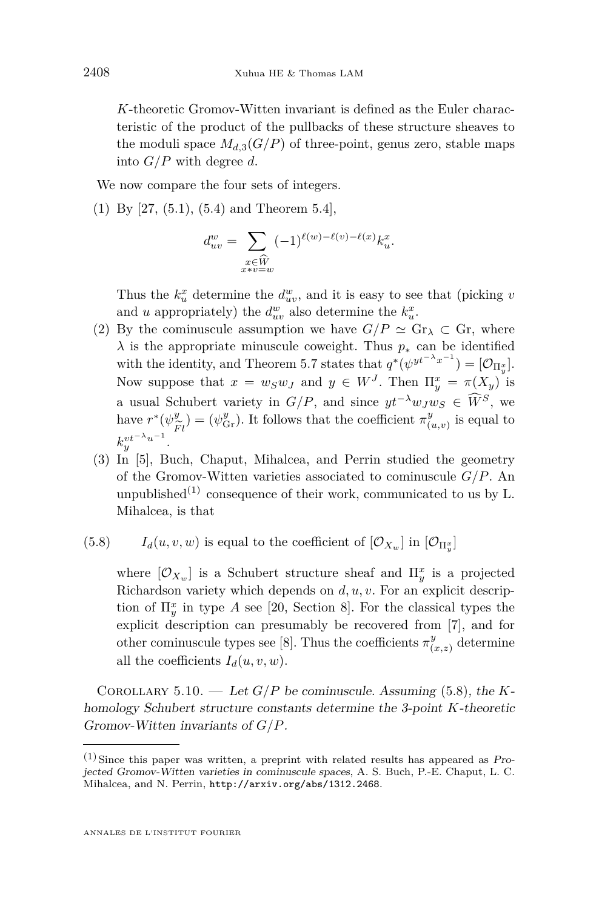$K$-theoretic Gromov-Witten invariant is defined as the Euler characteristic of the product of the pullbacks of these structure sheaves to the moduli space $M_{d,3}(G/P)$ of three-point, genus zero, stable maps into $G/P$ with degree $d$.

We now compare the four sets of integers.

(1) By [27, (5.1), (5.4) and Theorem 5.4],

$$d_{uv}^w = \sum_{\substack{x \in \widehat{W} \\ x * v = w}} (-1)^{\ell(w)-\ell(v)-\ell(x)} k_u^x.$$

Thus the $k_u^x$ determine the $d_{uv}^w$, and it is easy to see that (picking $v$ and $u$ appropriately) the $d_{uv}^w$ also determine the $k_u^x$.

(2) By the cominuscule assumption we have $G/P \simeq \mathrm{Gr}_\lambda \subset \mathrm{Gr}$, where $\lambda$ is the appropriate minuscule coweight. Thus $p_*$ can be identified with the identity, and Theorem 5.7 states that $q^*(\psi^{yt^{-\lambda}x^{-1}}) = [\mathcal{O}_{\Pi_y^x}]$. Now suppose that $x = w_S w_J$ and $y \in W^J$. Then $\Pi_y^x = \pi(X_y)$ is a usual Schubert variety in $G/P$, and since $yt^{-\lambda}w_J w_S \in \widehat{W}^S$, we have $r^*(\psi^y_{\widetilde{Fl}}) = (\psi^y_{\mathrm{Gr}})$. It follows that the coefficient $\pi^y_{(u,v)}$ is equal to $k_y^{vt^{-\lambda}u^{-1}}$.

(3) In [5], Buch, Chaput, Mihalcea, and Perrin studied the geometry of the Gromov-Witten varieties associated to cominuscule $G/P$. An unpublished[1] consequence of their work, communicated to us by L. Mihalcea, is that

(5.8) $\qquad I_d(u,v,w)$ is equal to the coefficient of $[\mathcal{O}_{X_w}]$ in $[\mathcal{O}_{\Pi_y^x}]$

where $[\mathcal{O}_{X_w}]$ is a Schubert structure sheaf and $\Pi_y^x$ is a projected Richardson variety which depends on $d, u, v$. For an explicit description of $\Pi_y^x$ in type $A$ see [20, Section 8]. For the classical types the explicit description can presumably be recovered from [7], and for other cominuscule types see [8]. Thus the coefficients $\pi^y_{(x,z)}$ determine all the coefficients $I_d(u,v,w)$.

Corollary 5.10. — *Let $G/P$ be cominuscule. Assuming* (5.8)*, the $K$-homology Schubert structure constants determine the 3-point $K$-theoretic Gromov-Witten invariants of $G/P$.*

---

[1] Since this paper was written, a preprint with related results has appeared as *Projected Gromov-Witten varieties in cominuscule spaces*, A. S. Buch, P.-E. Chaput, L. C. Mihalcea, and N. Perrin, http://arxiv.org/abs/1312.2468.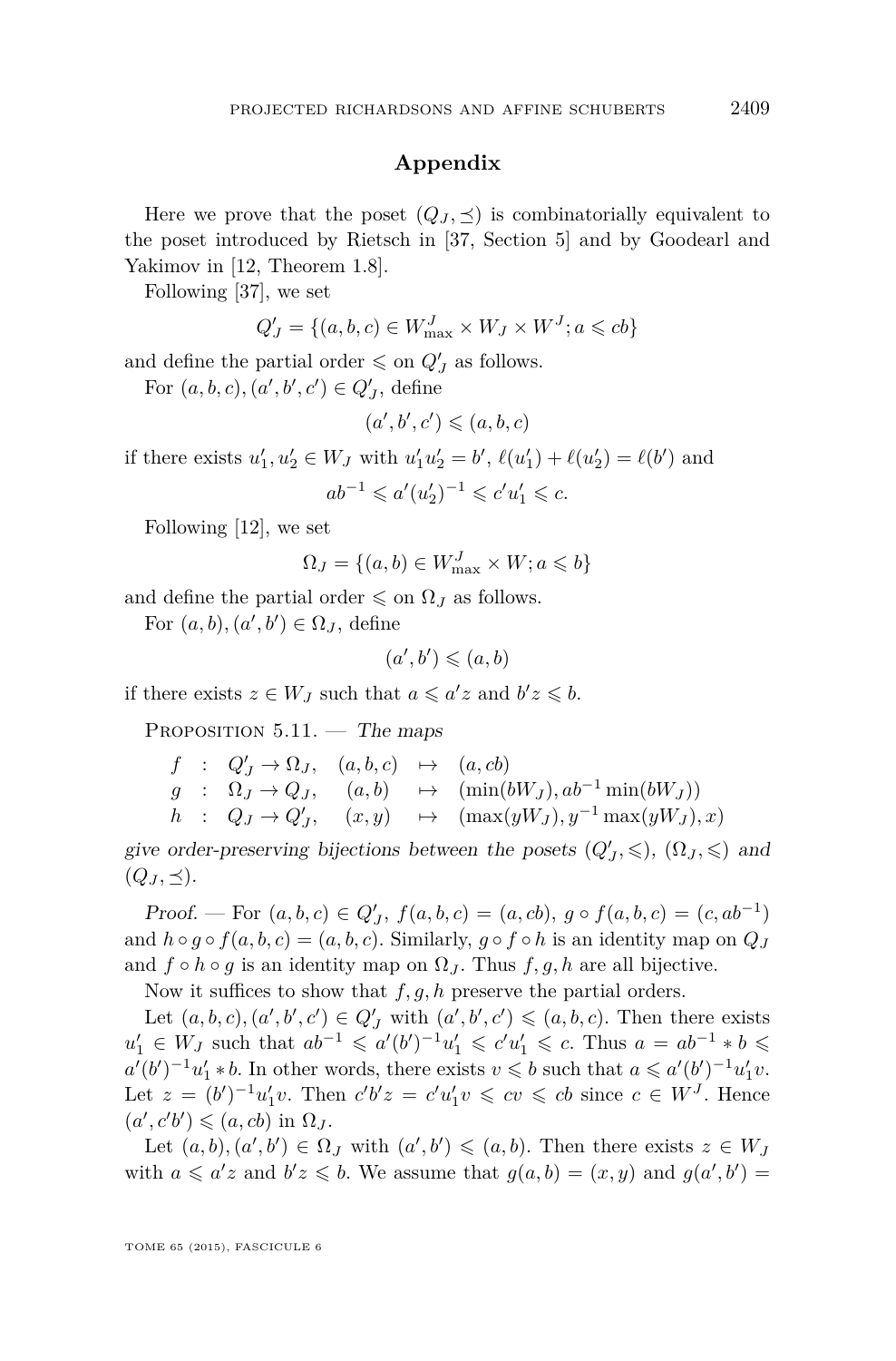## Appendix

Here we prove that the poset $(Q_J, \preceq)$ is combinatorially equivalent to the poset introduced by Rietsch in [37, Section 5] and by Goodearl and Yakimov in [12, Theorem 1.8].

Following [37], we set

$$Q'_J = \{(a,b,c) \in W^J_{\max} \times W_J \times W^J; a \leqslant cb\}$$

and define the partial order $\leqslant$ on $Q'_J$ as follows.

For $(a,b,c), (a',b',c') \in Q'_J$, define

$$(a',b',c') \leqslant (a,b,c)$$

if there exists $u'_1, u'_2 \in W_J$ with $u'_1 u'_2 = b'$, $\ell(u'_1) + \ell(u'_2) = \ell(b')$ and

$$ab^{-1} \leqslant a'(u'_2)^{-1} \leqslant c'u'_1 \leqslant c.$$

Following [12], we set

$$\Omega_J = \{(a,b) \in W^J_{\max} \times W; a \leqslant b\}$$

and define the partial order $\leqslant$ on $\Omega_J$ as follows.

For $(a,b), (a',b') \in \Omega_J$, define

$$(a',b') \leqslant (a,b)$$

if there exists $z \in W_J$ such that $a \leqslant a'z$ and $b'z \leqslant b$.

Proposition 5.11. — *The maps*

$$\begin{array}{llll} f & : & Q'_J \to \Omega_J, & (a,b,c) \mapsto (a, cb) \\ g & : & \Omega_J \to Q_J, & (a,b) \mapsto (\min(bW_J), ab^{-1}\min(bW_J)) \\ h & : & Q_J \to Q'_J, & (x,y) \mapsto (\max(yW_J), y^{-1}\max(yW_J), x) \end{array}$$

*give order-preserving bijections between the posets $(Q'_J, \leqslant)$, $(\Omega_J, \leqslant)$ and $(Q_J, \preceq)$.*

*Proof.* — For $(a,b,c) \in Q'_J$, $f(a,b,c) = (a, cb)$, $g \circ f(a,b,c) = (c, ab^{-1})$ and $h \circ g \circ f(a,b,c) = (a,b,c)$. Similarly, $g \circ f \circ h$ is an identity map on $Q_J$ and $f \circ h \circ g$ is an identity map on $\Omega_J$. Thus $f, g, h$ are all bijective.

Now it suffices to show that $f, g, h$ preserve the partial orders.

Let $(a,b,c), (a',b',c') \in Q'_J$ with $(a',b',c') \leqslant (a,b,c)$. Then there exists $u'_1 \in W_J$ such that $ab^{-1} \leqslant a'(b')^{-1}u'_1 \leqslant c'u'_1 \leqslant c$. Thus $a = ab^{-1} * b \leqslant a'(b')^{-1}u'_1 * b$. In other words, there exists $v \leqslant b$ such that $a \leqslant a'(b')^{-1}u'_1 v$. Let $z = (b')^{-1}u'_1 v$. Then $c'b'z = c'u'_1 v \leqslant cv \leqslant cb$ since $c \in W^J$. Hence $(a', c'b') \leqslant (a, cb)$ in $\Omega_J$.

Let $(a,b), (a',b') \in \Omega_J$ with $(a',b') \leqslant (a,b)$. Then there exists $z \in W_J$ with $a \leqslant a'z$ and $b'z \leqslant b$. We assume that $g(a,b) = (x,y)$ and $g(a',b') =$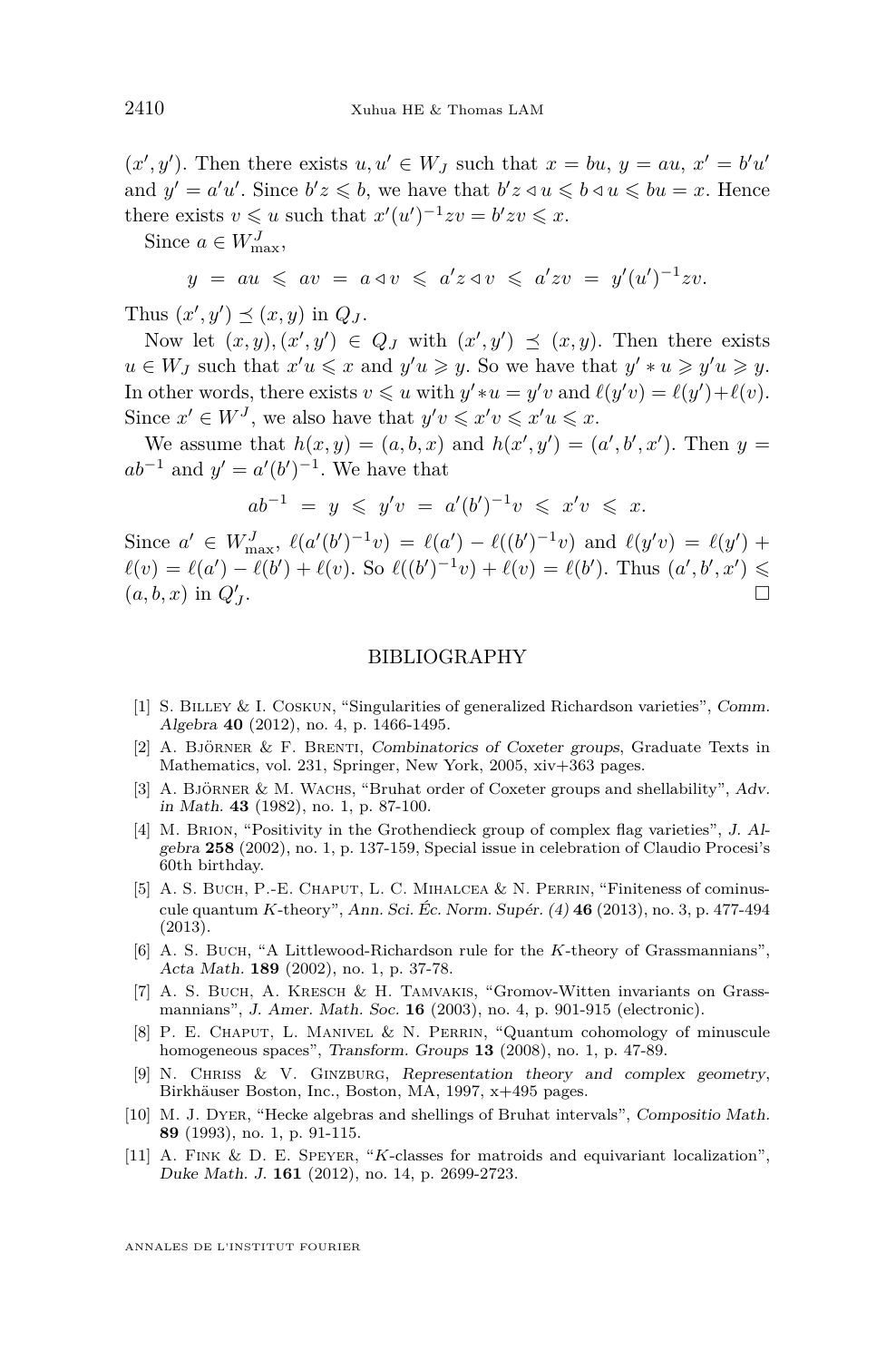$(x', y')$. Then there exists $u, u' \in W_J$ such that $x = bu$, $y = au$, $x' = b'u'$ and $y' = a'u'$. Since $b'z \leqslant b$, we have that $b'z \triangleleft u \leqslant b \triangleleft u \leqslant bu = x$. Hence there exists $v \leqslant u$ such that $x'(u')^{-1}zv = b'zv \leqslant x$.

Since $a \in W^J_{\max}$,

$$y \;=\; au \;\leqslant\; av \;=\; a \triangleleft v \;\leqslant\; a'z \triangleleft v \;\leqslant\; a'zv \;=\; y'(u')^{-1}zv.$$

Thus $(x', y') \preceq (x, y)$ in $Q_J$.

Now let $(x, y), (x', y') \in Q_J$ with $(x', y') \preceq (x, y)$. Then there exists $u \in W_J$ such that $x'u \leqslant x$ and $y'u \geqslant y$. So we have that $y' * u \geqslant y'u \geqslant y$. In other words, there exists $v \leqslant u$ with $y' * u = y'v$ and $\ell(y'v) = \ell(y') + \ell(v)$. Since $x' \in W^J$, we also have that $y'v \leqslant x'v \leqslant x'u \leqslant x$.

We assume that $h(x, y) = (a, b, x)$ and $h(x', y') = (a', b', x')$. Then $y = ab^{-1}$ and $y' = a'(b')^{-1}$. We have that

$$ab^{-1} \;=\; y \;\leqslant\; y'v \;=\; a'(b')^{-1}v \;\leqslant\; x'v \;\leqslant\; x.$$

Since $a' \in W^J_{\max}$, $\ell(a'(b')^{-1}v) = \ell(a') - \ell((b')^{-1}v)$ and $\ell(y'v) = \ell(y') + \ell(v) = \ell(a') - \ell(b') + \ell(v)$. So $\ell((b')^{-1}v) + \ell(v) = \ell(b')$. Thus $(a', b', x') \leqslant (a, b, x)$ in $Q'_J$. $\square$

## BIBLIOGRAPHY

[1] S. Billey & I. Coskun, "Singularities of generalized Richardson varieties", *Comm. Algebra* **40** (2012), no. 4, p. 1466-1495.

[2] A. Björner & F. Brenti, *Combinatorics of Coxeter groups*, Graduate Texts in Mathematics, vol. 231, Springer, New York, 2005, xiv+363 pages.

[3] A. Björner & M. Wachs, "Bruhat order of Coxeter groups and shellability", *Adv. in Math.* **43** (1982), no. 1, p. 87-100.

[4] M. Brion, "Positivity in the Grothendieck group of complex flag varieties", *J. Algebra* **258** (2002), no. 1, p. 137-159, Special issue in celebration of Claudio Procesi's 60th birthday.

[5] A. S. Buch, P.-E. Chaput, L. C. Mihalcea & N. Perrin, "Finiteness of cominuscule quantum $K$-theory", *Ann. Sci. Éc. Norm. Supér. (4)* **46** (2013), no. 3, p. 477-494 (2013).

[6] A. S. Buch, "A Littlewood-Richardson rule for the $K$-theory of Grassmannians", *Acta Math.* **189** (2002), no. 1, p. 37-78.

[7] A. S. Buch, A. Kresch & H. Tamvakis, "Gromov-Witten invariants on Grassmannians", *J. Amer. Math. Soc.* **16** (2003), no. 4, p. 901-915 (electronic).

[8] P. E. Chaput, L. Manivel & N. Perrin, "Quantum cohomology of minuscule homogeneous spaces", *Transform. Groups* **13** (2008), no. 1, p. 47-89.

[9] N. Chriss & V. Ginzburg, *Representation theory and complex geometry*, Birkhäuser Boston, Inc., Boston, MA, 1997, x+495 pages.

[10] M. J. Dyer, "Hecke algebras and shellings of Bruhat intervals", *Compositio Math.* **89** (1993), no. 1, p. 91-115.

[11] A. Fink & D. E. Speyer, "$K$-classes for matroids and equivariant localization", *Duke Math. J.* **161** (2012), no. 14, p. 2699-2723.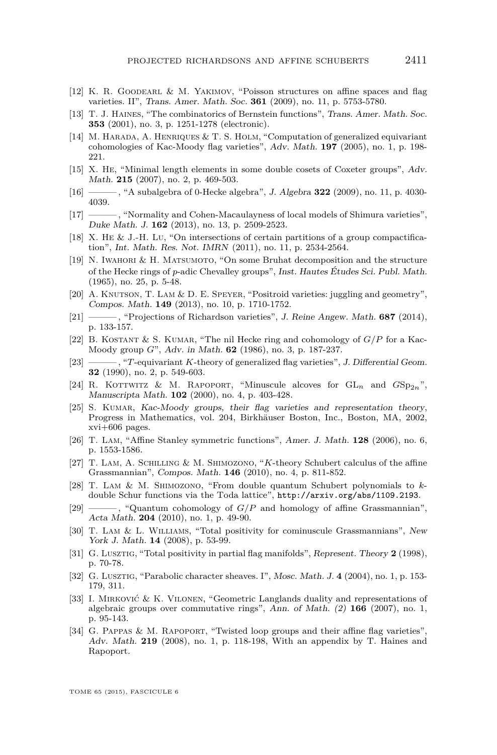[12] K. R. Goodearl & M. Yakimov, "Poisson structures on affine spaces and flag varieties. II", *Trans. Amer. Math. Soc.* **361** (2009), no. 11, p. 5753-5780.

[13] T. J. Haines, "The combinatorics of Bernstein functions", *Trans. Amer. Math. Soc.* **353** (2001), no. 3, p. 1251-1278 (electronic).

[14] M. Harada, A. Henriques & T. S. Holm, "Computation of generalized equivariant cohomologies of Kac-Moody flag varieties", *Adv. Math.* **197** (2005), no. 1, p. 198-221.

[15] X. He, "Minimal length elements in some double cosets of Coxeter groups", *Adv. Math.* **215** (2007), no. 2, p. 469-503.

[16] ———, "A subalgebra of 0-Hecke algebra", *J. Algebra* **322** (2009), no. 11, p. 4030-4039.

[17] ———, "Normality and Cohen-Macaulayness of local models of Shimura varieties", *Duke Math. J.* **162** (2013), no. 13, p. 2509-2523.

[18] X. He & J.-H. Lu, "On intersections of certain partitions of a group compactification", *Int. Math. Res. Not. IMRN* (2011), no. 11, p. 2534-2564.

[19] N. Iwahori & H. Matsumoto, "On some Bruhat decomposition and the structure of the Hecke rings of $p$-adic Chevalley groups", *Inst. Hautes Études Sci. Publ. Math.* (1965), no. 25, p. 5-48.

[20] A. Knutson, T. Lam & D. E. Speyer, "Positroid varieties: juggling and geometry", *Compos. Math.* **149** (2013), no. 10, p. 1710-1752.

[21] ———, "Projections of Richardson varieties", *J. Reine Angew. Math.* **687** (2014), p. 133-157.

[22] B. Kostant & S. Kumar, "The nil Hecke ring and cohomology of $G/P$ for a Kac-Moody group $G$", *Adv. in Math.* **62** (1986), no. 3, p. 187-237.

[23] ———, "$T$-equivariant $K$-theory of generalized flag varieties", *J. Differential Geom.* **32** (1990), no. 2, p. 549-603.

[24] R. Kottwitz & M. Rapoport, "Minuscule alcoves for $\mathrm{GL}_n$ and $G\mathrm{Sp}_{2n}$", *Manuscripta Math.* **102** (2000), no. 4, p. 403-428.

[25] S. Kumar, *Kac-Moody groups, their flag varieties and representation theory*, Progress in Mathematics, vol. 204, Birkhäuser Boston, Inc., Boston, MA, 2002, xvi+606 pages.

[26] T. Lam, "Affine Stanley symmetric functions", *Amer. J. Math.* **128** (2006), no. 6, p. 1553-1586.

[27] T. Lam, A. Schilling & M. Shimozono, "$K$-theory Schubert calculus of the affine Grassmannian", *Compos. Math.* **146** (2010), no. 4, p. 811-852.

[28] T. Lam & M. Shimozono, "From double quantum Schubert polynomials to $k$-double Schur functions via the Toda lattice", http://arxiv.org/abs/1109.2193.

[29] ———, "Quantum cohomology of $G/P$ and homology of affine Grassmannian", *Acta Math.* **204** (2010), no. 1, p. 49-90.

[30] T. Lam & L. Williams, "Total positivity for cominuscule Grassmannians", *New York J. Math.* **14** (2008), p. 53-99.

[31] G. Lusztig, "Total positivity in partial flag manifolds", *Represent. Theory* **2** (1998), p. 70-78.

[32] G. Lusztig, "Parabolic character sheaves. I", *Mosc. Math. J.* **4** (2004), no. 1, p. 153-179, 311.

[33] I. Mirković & K. Vilonen, "Geometric Langlands duality and representations of algebraic groups over commutative rings", *Ann. of Math. (2)* **166** (2007), no. 1, p. 95-143.

[34] G. Pappas & M. Rapoport, "Twisted loop groups and their affine flag varieties", *Adv. Math.* **219** (2008), no. 1, p. 118-198, With an appendix by T. Haines and Rapoport.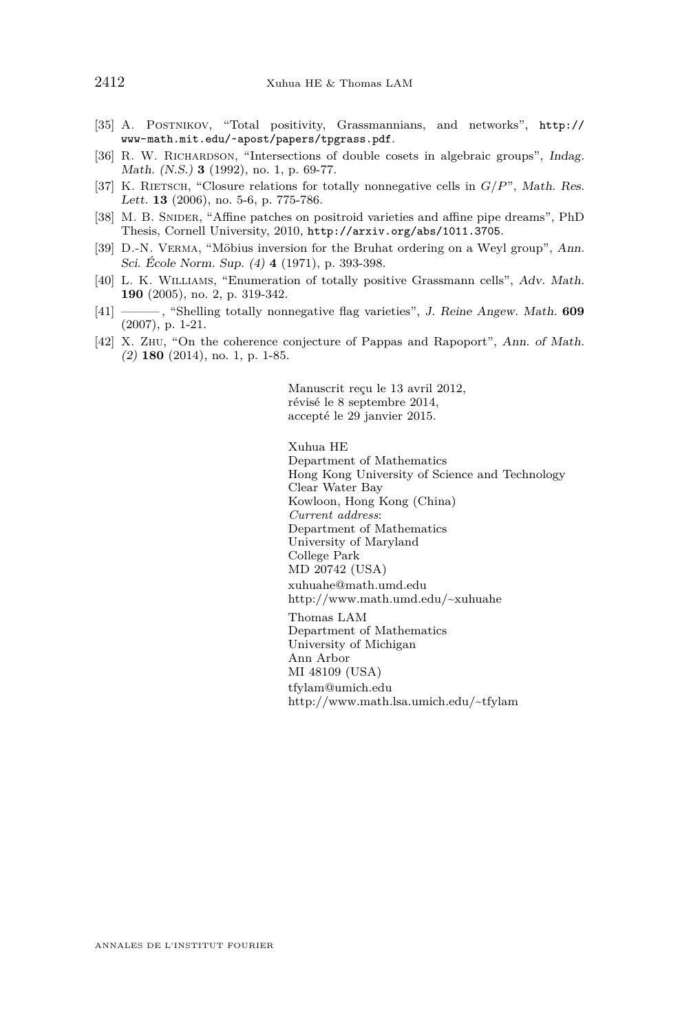[35] A. Postnikov, "Total positivity, Grassmannians, and networks", `http://www-math.mit.edu/~apost/papers/tpgrass.pdf`.

[36] R. W. Richardson, "Intersections of double cosets in algebraic groups", *Indag. Math. (N.S.)* **3** (1992), no. 1, p. 69-77.

[37] K. Rietsch, "Closure relations for totally nonnegative cells in $G/P$", *Math. Res. Lett.* **13** (2006), no. 5-6, p. 775-786.

[38] M. B. Snider, "Affine patches on positroid varieties and affine pipe dreams", PhD Thesis, Cornell University, 2010, `http://arxiv.org/abs/1011.3705`.

[39] D.-N. Verma, "Möbius inversion for the Bruhat ordering on a Weyl group", *Ann. Sci. École Norm. Sup. (4)* **4** (1971), p. 393-398.

[40] L. K. Williams, "Enumeration of totally positive Grassmann cells", *Adv. Math.* **190** (2005), no. 2, p. 319-342.

[41] ———, "Shelling totally nonnegative flag varieties", *J. Reine Angew. Math.* **609** (2007), p. 1-21.

[42] X. Zhu, "On the coherence conjecture of Pappas and Rapoport", *Ann. of Math. (2)* **180** (2014), no. 1, p. 1-85.

Manuscrit reçu le 13 avril 2012,
révisé le 8 septembre 2014,
accepté le 29 janvier 2015.

Xuhua HE
Department of Mathematics
Hong Kong University of Science and Technology
Clear Water Bay
Kowloon, Hong Kong (China)
*Current address*:
Department of Mathematics
University of Maryland
College Park
MD 20742 (USA)
xuhuahe@math.umd.edu
http://www.math.umd.edu/~xuhuahe

Thomas LAM
Department of Mathematics
University of Michigan
Ann Arbor
MI 48109 (USA)
tfylam@umich.edu
http://www.math.lsa.umich.edu/~tfylam